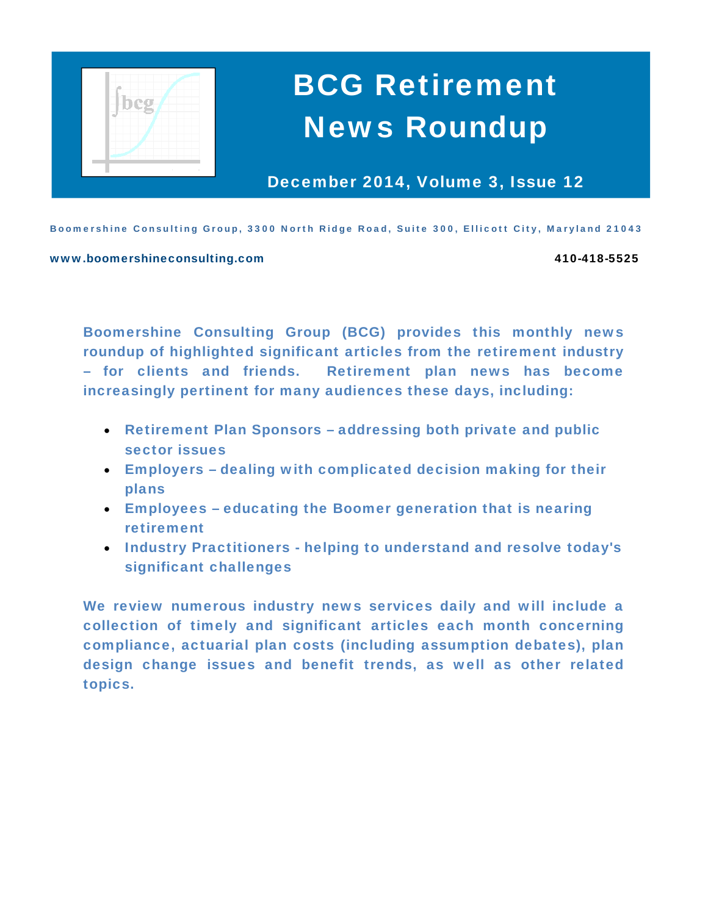# BCG Retirement News Roundup

**December 2014, Volume 3, Issue 12**

Boomershine Consulting Group, 3300 North Ridge Road, Suite 300, Ellicott City, Maryland 21043

www.boomershineconsulting.com 410-418-5525

**Boomershine Consulting Group (BCG) provides this monthly news roundup of highlighted significant articles from the retirement industry – for clients and friends. Retirement plan news has become increasingly pertinent for many audiences these days, including:**

- **Retirement Plan Sponsors – addressing both private and public sector issues**
- **Employers – dealing with complicated decision making for their plans**
- **Employees – educating the Boomer generation that is nearing retirement**
- **Industry Practitioners - helping to understand and resolve today's significant challenges**

**We review numerous industry news services daily and will include a collection of timely and significant articles each month concerning compliance, actuarial plan costs (including assumption debates), plan design change issues and benefit trends, as well as other related topics.**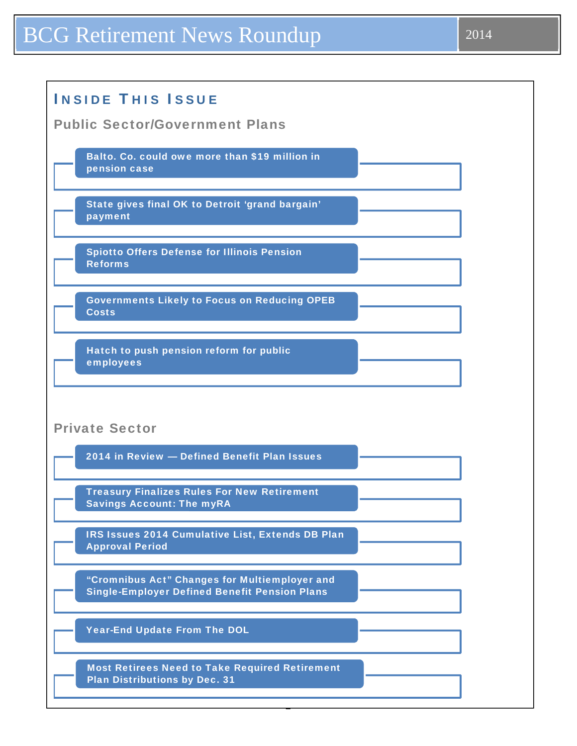# Inside This Issue

## Public Sector/Government Plans

- Balto. Co. could owe more than $19 million in pension case
- State gives final OK to Detroit 'grand bargain' payment
- Spiotto Offers Defense for Illinois Pension Reforms
- Governments Likely to Focus on Reducing OPEB Costs
- Hatch to push pension reform for public employees

## Private Sector

- 2014 in Review — Defined Benefit Plan Issues
- Treasury Finalizes Rules For New Retirement Savings Account: The myRA
- IRS Issues 2014 Cumulative List, Extends DB Plan Approval Period
- "Cromnibus Act" Changes for Multiemployer and Single-Employer Defined Benefit Pension Plans
- Year-End Update From The DOL
- Most Retirees Need to Take Required Retirement Plan Distributions by Dec. 31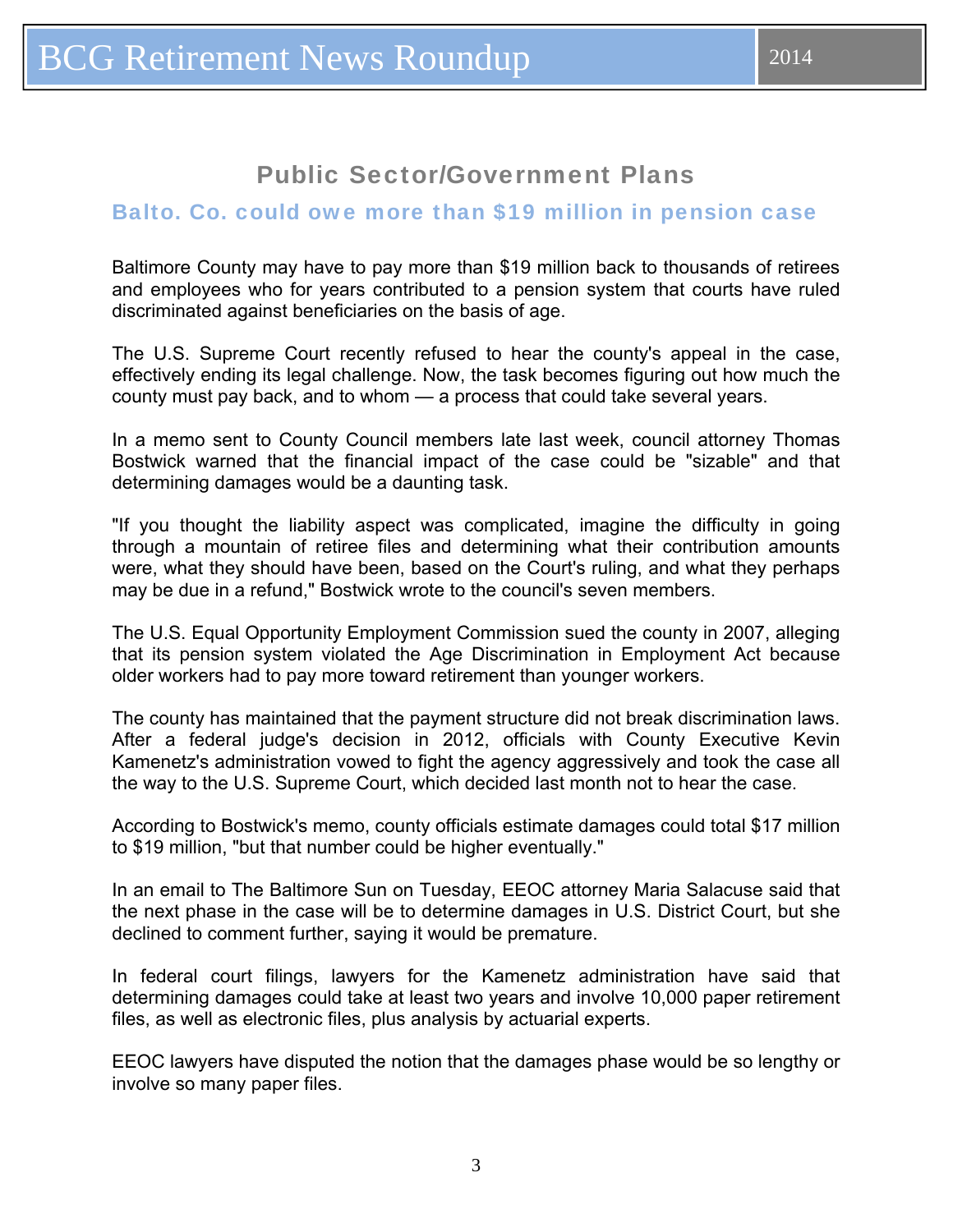## Public Sector/Government Plans

### Balto. Co. could owe more than $19 million in pension case

Baltimore County may have to pay more than $19 million back to thousands of retirees and employees who for years contributed to a pension system that courts have ruled discriminated against beneficiaries on the basis of age.

The U.S. Supreme Court recently refused to hear the county's appeal in the case, effectively ending its legal challenge. Now, the task becomes figuring out how much the county must pay back, and to whom — a process that could take several years.

In a memo sent to County Council members late last week, council attorney Thomas Bostwick warned that the financial impact of the case could be "sizable" and that determining damages would be a daunting task.

"If you thought the liability aspect was complicated, imagine the difficulty in going through a mountain of retiree files and determining what their contribution amounts were, what they should have been, based on the Court's ruling, and what they perhaps may be due in a refund," Bostwick wrote to the council's seven members.

The U.S. Equal Opportunity Employment Commission sued the county in 2007, alleging that its pension system violated the Age Discrimination in Employment Act because older workers had to pay more toward retirement than younger workers.

The county has maintained that the payment structure did not break discrimination laws. After a federal judge's decision in 2012, officials with County Executive Kevin Kamenetz's administration vowed to fight the agency aggressively and took the case all the way to the U.S. Supreme Court, which decided last month not to hear the case.

According to Bostwick's memo, county officials estimate damages could total $17 million to $19 million, "but that number could be higher eventually."

In an email to The Baltimore Sun on Tuesday, EEOC attorney Maria Salacuse said that the next phase in the case will be to determine damages in U.S. District Court, but she declined to comment further, saying it would be premature.

In federal court filings, lawyers for the Kamenetz administration have said that determining damages could take at least two years and involve 10,000 paper retirement files, as well as electronic files, plus analysis by actuarial experts.

EEOC lawyers have disputed the notion that the damages phase would be so lengthy or involve so many paper files.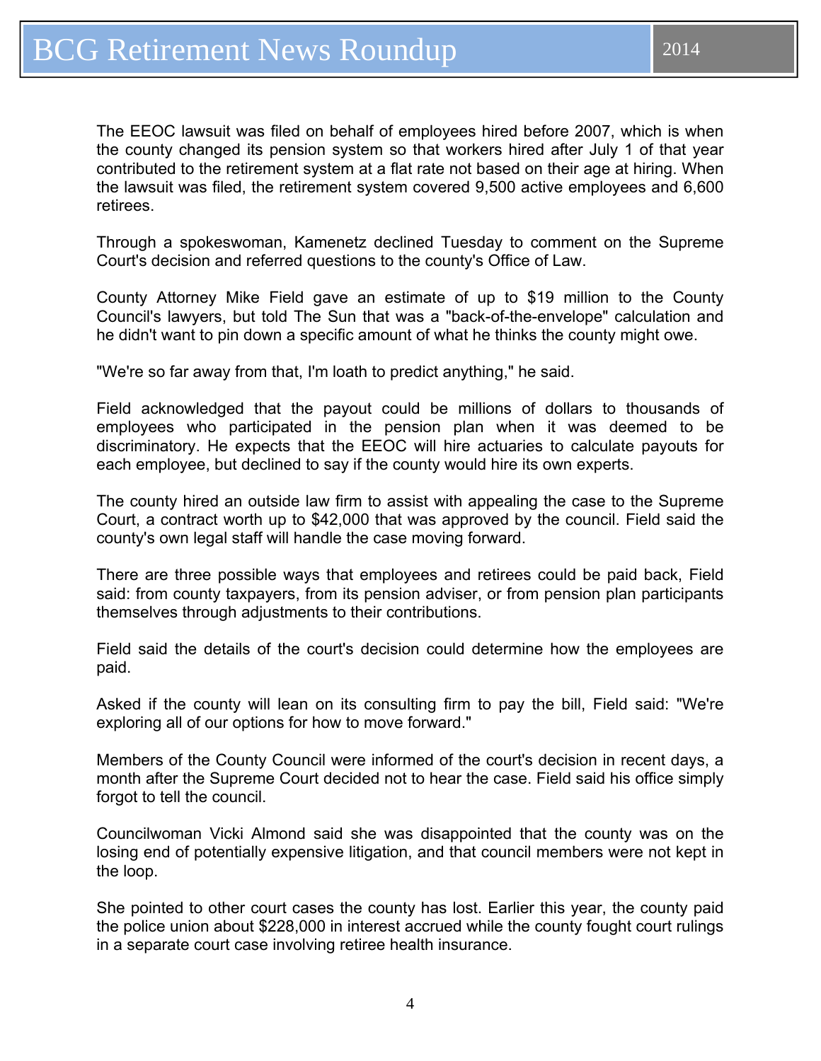The EEOC lawsuit was filed on behalf of employees hired before 2007, which is when the county changed its pension system so that workers hired after July 1 of that year contributed to the retirement system at a flat rate not based on their age at hiring. When the lawsuit was filed, the retirement system covered 9,500 active employees and 6,600 retirees.

Through a spokeswoman, Kamenetz declined Tuesday to comment on the Supreme Court's decision and referred questions to the county's Office of Law.

County Attorney Mike Field gave an estimate of up to $19 million to the County Council's lawyers, but told The Sun that was a "back-of-the-envelope" calculation and he didn't want to pin down a specific amount of what he thinks the county might owe.

"We're so far away from that, I'm loath to predict anything," he said.

Field acknowledged that the payout could be millions of dollars to thousands of employees who participated in the pension plan when it was deemed to be discriminatory. He expects that the EEOC will hire actuaries to calculate payouts for each employee, but declined to say if the county would hire its own experts.

The county hired an outside law firm to assist with appealing the case to the Supreme Court, a contract worth up to $42,000 that was approved by the council. Field said the county's own legal staff will handle the case moving forward.

There are three possible ways that employees and retirees could be paid back, Field said: from county taxpayers, from its pension adviser, or from pension plan participants themselves through adjustments to their contributions.

Field said the details of the court's decision could determine how the employees are paid.

Asked if the county will lean on its consulting firm to pay the bill, Field said: "We're exploring all of our options for how to move forward."

Members of the County Council were informed of the court's decision in recent days, a month after the Supreme Court decided not to hear the case. Field said his office simply forgot to tell the council.

Councilwoman Vicki Almond said she was disappointed that the county was on the losing end of potentially expensive litigation, and that council members were not kept in the loop.

She pointed to other court cases the county has lost. Earlier this year, the county paid the police union about $228,000 in interest accrued while the county fought court rulings in a separate court case involving retiree health insurance.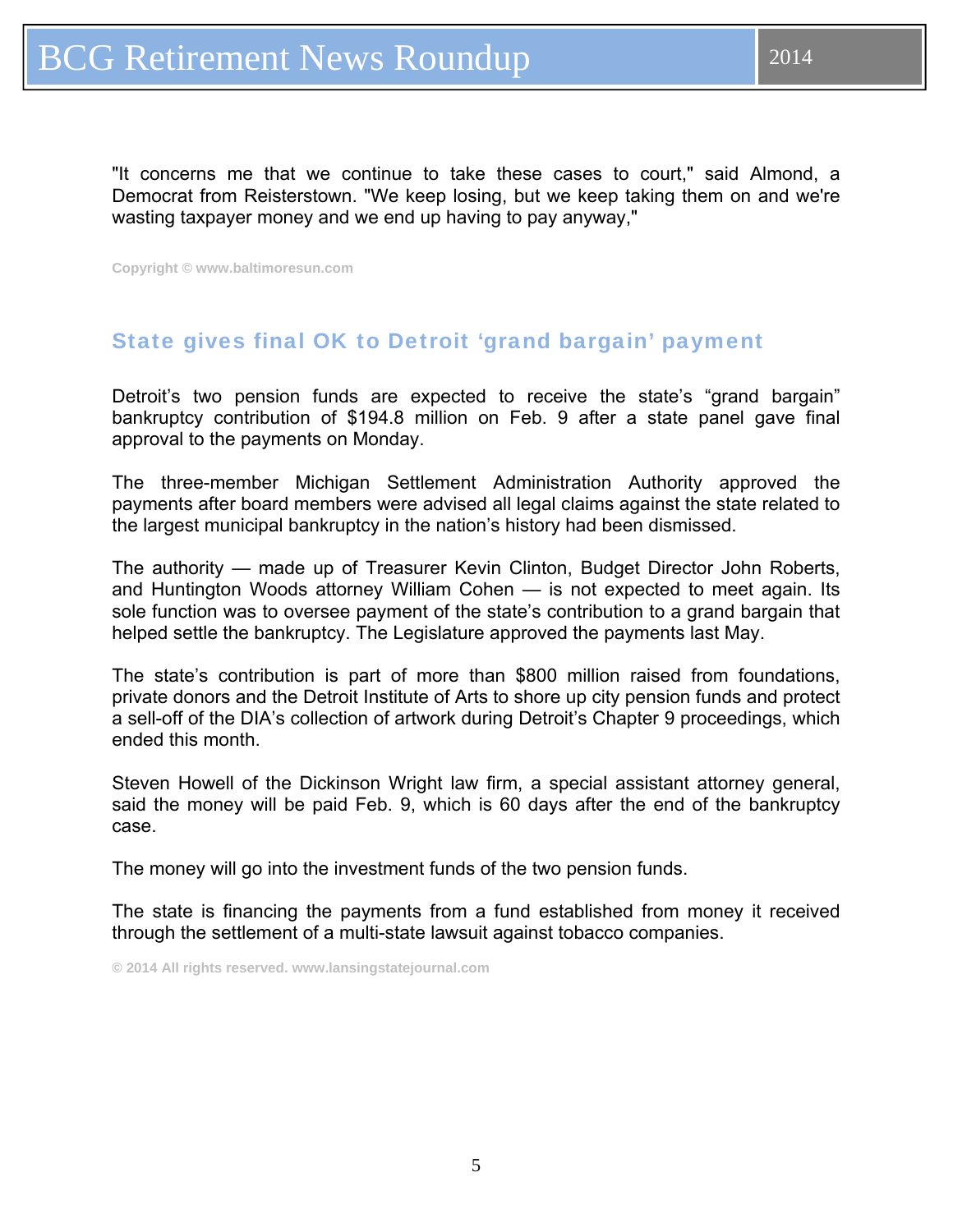"It concerns me that we continue to take these cases to court," said Almond, a Democrat from Reisterstown. "We keep losing, but we keep taking them on and we're wasting taxpayer money and we end up having to pay anyway,"

Copyright © www.baltimoresun.com

## State gives final OK to Detroit 'grand bargain' payment

Detroit's two pension funds are expected to receive the state's "grand bargain" bankruptcy contribution of $194.8 million on Feb. 9 after a state panel gave final approval to the payments on Monday.

The three-member Michigan Settlement Administration Authority approved the payments after board members were advised all legal claims against the state related to the largest municipal bankruptcy in the nation's history had been dismissed.

The authority — made up of Treasurer Kevin Clinton, Budget Director John Roberts, and Huntington Woods attorney William Cohen — is not expected to meet again. Its sole function was to oversee payment of the state's contribution to a grand bargain that helped settle the bankruptcy. The Legislature approved the payments last May.

The state's contribution is part of more than $800 million raised from foundations, private donors and the Detroit Institute of Arts to shore up city pension funds and protect a sell-off of the DIA's collection of artwork during Detroit's Chapter 9 proceedings, which ended this month.

Steven Howell of the Dickinson Wright law firm, a special assistant attorney general, said the money will be paid Feb. 9, which is 60 days after the end of the bankruptcy case.

The money will go into the investment funds of the two pension funds.

The state is financing the payments from a fund established from money it received through the settlement of a multi-state lawsuit against tobacco companies.

© 2014 All rights reserved. www.lansingstatejournal.com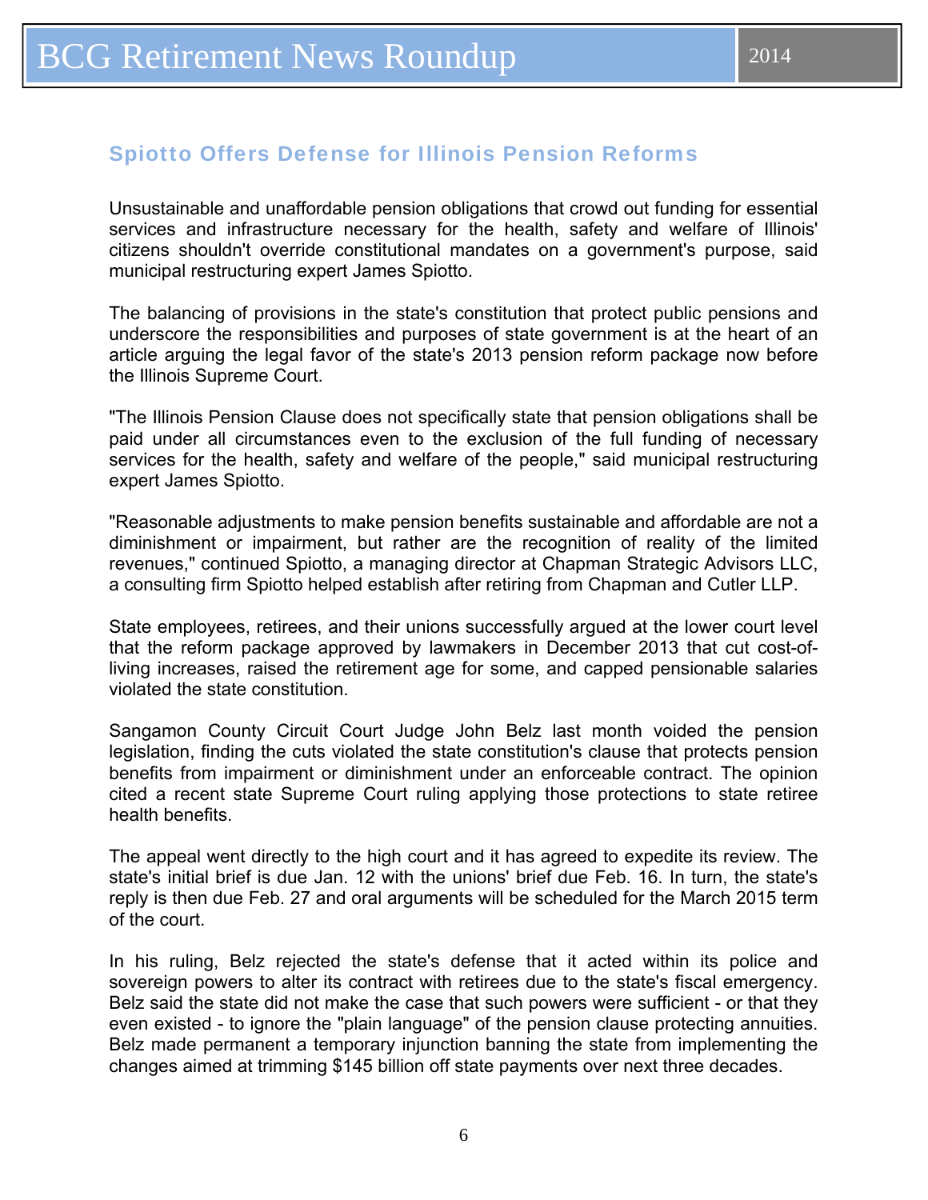## Spiotto Offers Defense for Illinois Pension Reforms

Unsustainable and unaffordable pension obligations that crowd out funding for essential services and infrastructure necessary for the health, safety and welfare of Illinois' citizens shouldn't override constitutional mandates on a government's purpose, said municipal restructuring expert James Spiotto.

The balancing of provisions in the state's constitution that protect public pensions and underscore the responsibilities and purposes of state government is at the heart of an article arguing the legal favor of the state's 2013 pension reform package now before the Illinois Supreme Court.

"The Illinois Pension Clause does not specifically state that pension obligations shall be paid under all circumstances even to the exclusion of the full funding of necessary services for the health, safety and welfare of the people," said municipal restructuring expert James Spiotto.

"Reasonable adjustments to make pension benefits sustainable and affordable are not a diminishment or impairment, but rather are the recognition of reality of the limited revenues," continued Spiotto, a managing director at Chapman Strategic Advisors LLC, a consulting firm Spiotto helped establish after retiring from Chapman and Cutler LLP.

State employees, retirees, and their unions successfully argued at the lower court level that the reform package approved by lawmakers in December 2013 that cut cost-of-living increases, raised the retirement age for some, and capped pensionable salaries violated the state constitution.

Sangamon County Circuit Court Judge John Belz last month voided the pension legislation, finding the cuts violated the state constitution's clause that protects pension benefits from impairment or diminishment under an enforceable contract. The opinion cited a recent state Supreme Court ruling applying those protections to state retiree health benefits.

The appeal went directly to the high court and it has agreed to expedite its review. The state's initial brief is due Jan. 12 with the unions' brief due Feb. 16. In turn, the state's reply is then due Feb. 27 and oral arguments will be scheduled for the March 2015 term of the court.

In his ruling, Belz rejected the state's defense that it acted within its police and sovereign powers to alter its contract with retirees due to the state's fiscal emergency. Belz said the state did not make the case that such powers were sufficient - or that they even existed - to ignore the "plain language" of the pension clause protecting annuities. Belz made permanent a temporary injunction banning the state from implementing the changes aimed at trimming $145 billion off state payments over next three decades.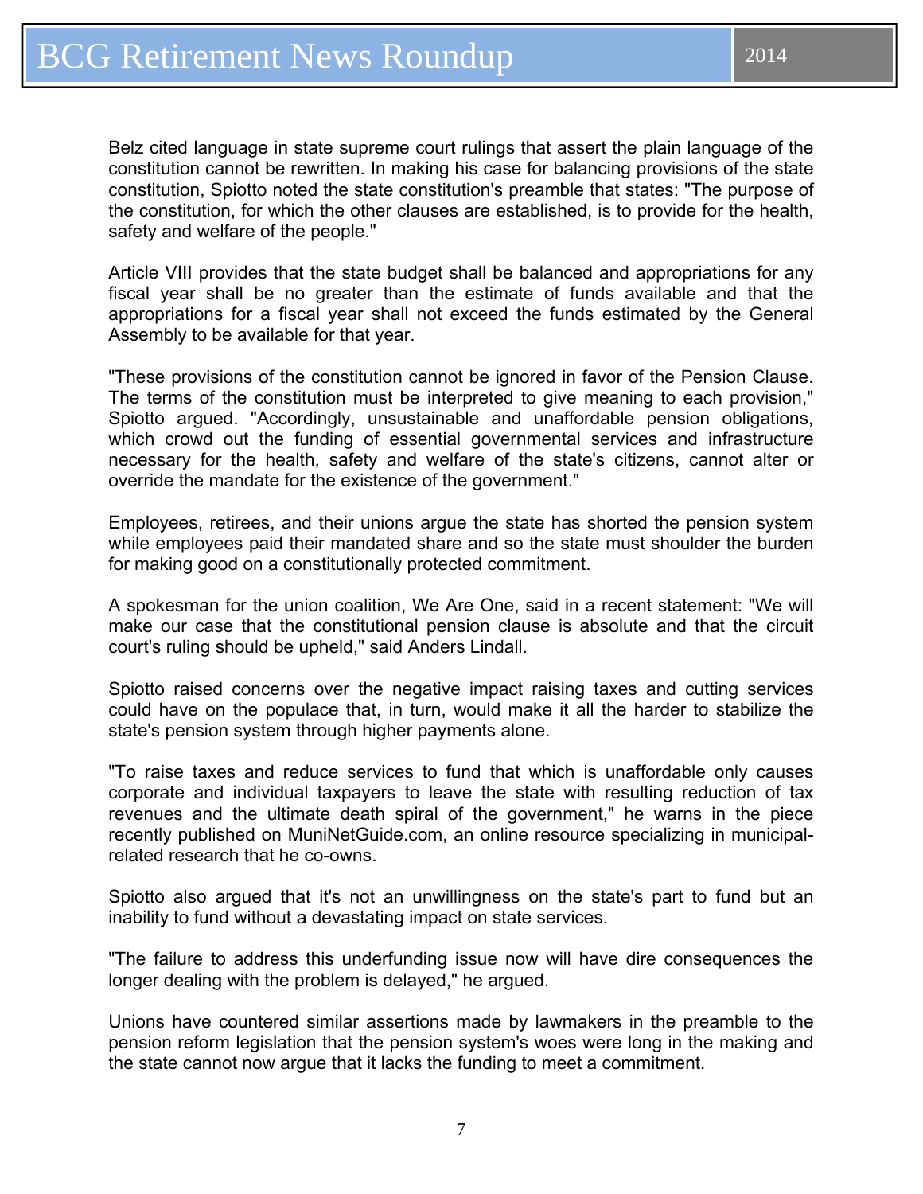Belz cited language in state supreme court rulings that assert the plain language of the constitution cannot be rewritten. In making his case for balancing provisions of the state constitution, Spiotto noted the state constitution's preamble that states: "The purpose of the constitution, for which the other clauses are established, is to provide for the health, safety and welfare of the people."

Article VIII provides that the state budget shall be balanced and appropriations for any fiscal year shall be no greater than the estimate of funds available and that the appropriations for a fiscal year shall not exceed the funds estimated by the General Assembly to be available for that year.

"These provisions of the constitution cannot be ignored in favor of the Pension Clause. The terms of the constitution must be interpreted to give meaning to each provision," Spiotto argued. "Accordingly, unsustainable and unaffordable pension obligations, which crowd out the funding of essential governmental services and infrastructure necessary for the health, safety and welfare of the state's citizens, cannot alter or override the mandate for the existence of the government."

Employees, retirees, and their unions argue the state has shorted the pension system while employees paid their mandated share and so the state must shoulder the burden for making good on a constitutionally protected commitment.

A spokesman for the union coalition, We Are One, said in a recent statement: "We will make our case that the constitutional pension clause is absolute and that the circuit court's ruling should be upheld," said Anders Lindall.

Spiotto raised concerns over the negative impact raising taxes and cutting services could have on the populace that, in turn, would make it all the harder to stabilize the state's pension system through higher payments alone.

"To raise taxes and reduce services to fund that which is unaffordable only causes corporate and individual taxpayers to leave the state with resulting reduction of tax revenues and the ultimate death spiral of the government," he warns in the piece recently published on MuniNetGuide.com, an online resource specializing in municipal-related research that he co-owns.

Spiotto also argued that it's not an unwillingness on the state's part to fund but an inability to fund without a devastating impact on state services.

"The failure to address this underfunding issue now will have dire consequences the longer dealing with the problem is delayed," he argued.

Unions have countered similar assertions made by lawmakers in the preamble to the pension reform legislation that the pension system's woes were long in the making and the state cannot now argue that it lacks the funding to meet a commitment.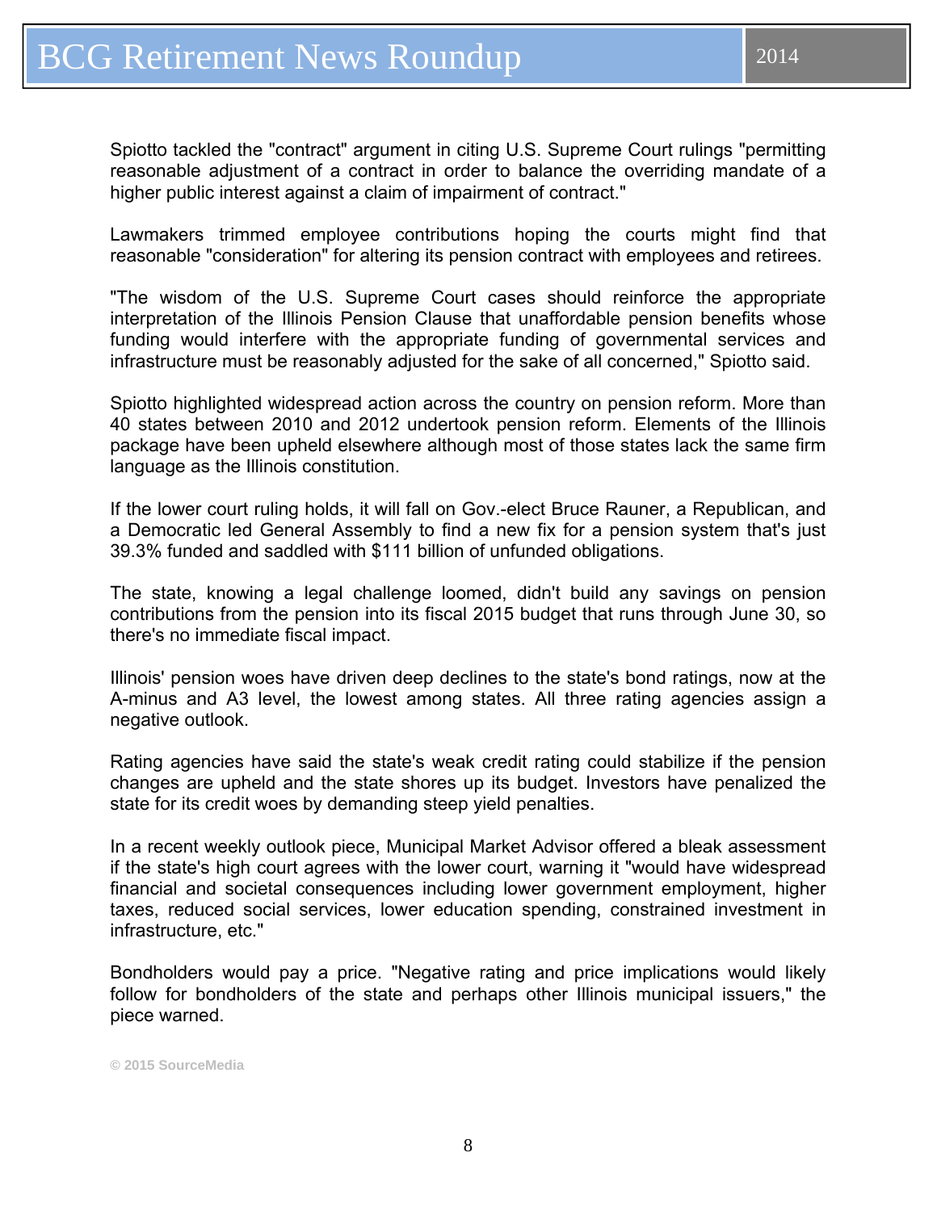Spiotto tackled the "contract" argument in citing U.S. Supreme Court rulings "permitting reasonable adjustment of a contract in order to balance the overriding mandate of a higher public interest against a claim of impairment of contract."

Lawmakers trimmed employee contributions hoping the courts might find that reasonable "consideration" for altering its pension contract with employees and retirees.

"The wisdom of the U.S. Supreme Court cases should reinforce the appropriate interpretation of the Illinois Pension Clause that unaffordable pension benefits whose funding would interfere with the appropriate funding of governmental services and infrastructure must be reasonably adjusted for the sake of all concerned," Spiotto said.

Spiotto highlighted widespread action across the country on pension reform. More than 40 states between 2010 and 2012 undertook pension reform. Elements of the Illinois package have been upheld elsewhere although most of those states lack the same firm language as the Illinois constitution.

If the lower court ruling holds, it will fall on Gov.-elect Bruce Rauner, a Republican, and a Democratic led General Assembly to find a new fix for a pension system that's just 39.3% funded and saddled with $111 billion of unfunded obligations.

The state, knowing a legal challenge loomed, didn't build any savings on pension contributions from the pension into its fiscal 2015 budget that runs through June 30, so there's no immediate fiscal impact.

Illinois' pension woes have driven deep declines to the state's bond ratings, now at the A-minus and A3 level, the lowest among states. All three rating agencies assign a negative outlook.

Rating agencies have said the state's weak credit rating could stabilize if the pension changes are upheld and the state shores up its budget. Investors have penalized the state for its credit woes by demanding steep yield penalties.

In a recent weekly outlook piece, Municipal Market Advisor offered a bleak assessment if the state's high court agrees with the lower court, warning it "would have widespread financial and societal consequences including lower government employment, higher taxes, reduced social services, lower education spending, constrained investment in infrastructure, etc."

Bondholders would pay a price. "Negative rating and price implications would likely follow for bondholders of the state and perhaps other Illinois municipal issuers," the piece warned.

© 2015 SourceMedia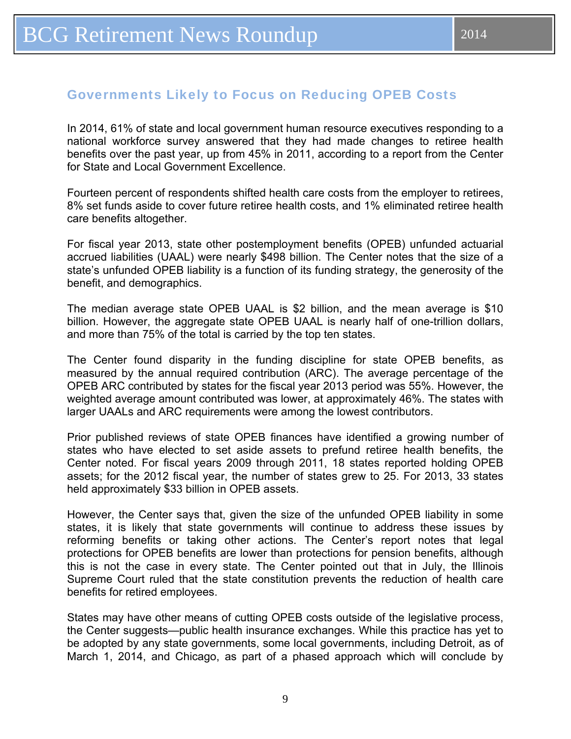## Governments Likely to Focus on Reducing OPEB Costs

In 2014, 61% of state and local government human resource executives responding to a national workforce survey answered that they had made changes to retiree health benefits over the past year, up from 45% in 2011, according to a report from the Center for State and Local Government Excellence.

Fourteen percent of respondents shifted health care costs from the employer to retirees, 8% set funds aside to cover future retiree health costs, and 1% eliminated retiree health care benefits altogether.

For fiscal year 2013, state other postemployment benefits (OPEB) unfunded actuarial accrued liabilities (UAAL) were nearly $498 billion. The Center notes that the size of a state's unfunded OPEB liability is a function of its funding strategy, the generosity of the benefit, and demographics.

The median average state OPEB UAAL is $2 billion, and the mean average is $10 billion. However, the aggregate state OPEB UAAL is nearly half of one-trillion dollars, and more than 75% of the total is carried by the top ten states.

The Center found disparity in the funding discipline for state OPEB benefits, as measured by the annual required contribution (ARC). The average percentage of the OPEB ARC contributed by states for the fiscal year 2013 period was 55%. However, the weighted average amount contributed was lower, at approximately 46%. The states with larger UAALs and ARC requirements were among the lowest contributors.

Prior published reviews of state OPEB finances have identified a growing number of states who have elected to set aside assets to prefund retiree health benefits, the Center noted. For fiscal years 2009 through 2011, 18 states reported holding OPEB assets; for the 2012 fiscal year, the number of states grew to 25. For 2013, 33 states held approximately $33 billion in OPEB assets.

However, the Center says that, given the size of the unfunded OPEB liability in some states, it is likely that state governments will continue to address these issues by reforming benefits or taking other actions. The Center's report notes that legal protections for OPEB benefits are lower than protections for pension benefits, although this is not the case in every state. The Center pointed out that in July, the Illinois Supreme Court ruled that the state constitution prevents the reduction of health care benefits for retired employees.

States may have other means of cutting OPEB costs outside of the legislative process, the Center suggests—public health insurance exchanges. While this practice has yet to be adopted by any state governments, some local governments, including Detroit, as of March 1, 2014, and Chicago, as part of a phased approach which will conclude by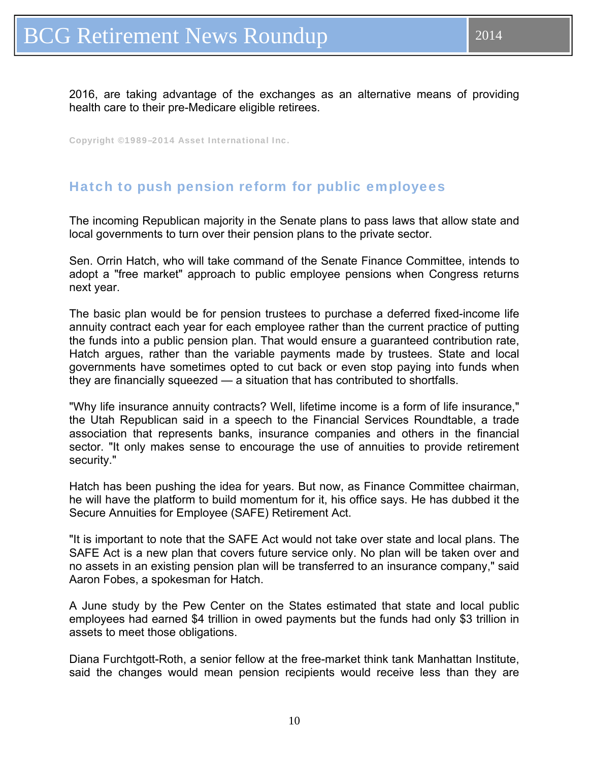2016, are taking advantage of the exchanges as an alternative means of providing health care to their pre-Medicare eligible retirees.

Copyright ©1989–2014 Asset International Inc.

## Hatch to push pension reform for public employees

The incoming Republican majority in the Senate plans to pass laws that allow state and local governments to turn over their pension plans to the private sector.

Sen. Orrin Hatch, who will take command of the Senate Finance Committee, intends to adopt a "free market" approach to public employee pensions when Congress returns next year.

The basic plan would be for pension trustees to purchase a deferred fixed-income life annuity contract each year for each employee rather than the current practice of putting the funds into a public pension plan. That would ensure a guaranteed contribution rate, Hatch argues, rather than the variable payments made by trustees. State and local governments have sometimes opted to cut back or even stop paying into funds when they are financially squeezed — a situation that has contributed to shortfalls.

"Why life insurance annuity contracts? Well, lifetime income is a form of life insurance," the Utah Republican said in a speech to the Financial Services Roundtable, a trade association that represents banks, insurance companies and others in the financial sector. "It only makes sense to encourage the use of annuities to provide retirement security."

Hatch has been pushing the idea for years. But now, as Finance Committee chairman, he will have the platform to build momentum for it, his office says. He has dubbed it the Secure Annuities for Employee (SAFE) Retirement Act.

"It is important to note that the SAFE Act would not take over state and local plans. The SAFE Act is a new plan that covers future service only. No plan will be taken over and no assets in an existing pension plan will be transferred to an insurance company," said Aaron Fobes, a spokesman for Hatch.

A June study by the Pew Center on the States estimated that state and local public employees had earned $4 trillion in owed payments but the funds had only $3 trillion in assets to meet those obligations.

Diana Furchtgott-Roth, a senior fellow at the free-market think tank Manhattan Institute, said the changes would mean pension recipients would receive less than they are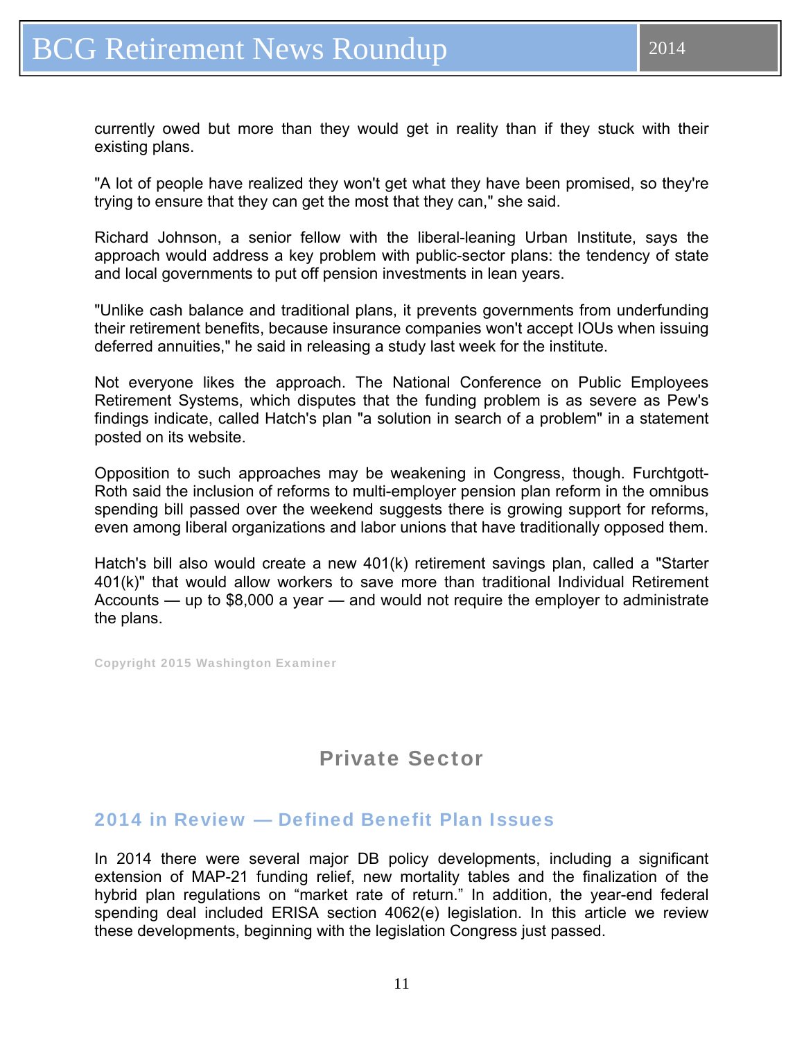currently owed but more than they would get in reality than if they stuck with their existing plans.

"A lot of people have realized they won't get what they have been promised, so they're trying to ensure that they can get the most that they can," she said.

Richard Johnson, a senior fellow with the liberal-leaning Urban Institute, says the approach would address a key problem with public-sector plans: the tendency of state and local governments to put off pension investments in lean years.

"Unlike cash balance and traditional plans, it prevents governments from underfunding their retirement benefits, because insurance companies won't accept IOUs when issuing deferred annuities," he said in releasing a study last week for the institute.

Not everyone likes the approach. The National Conference on Public Employees Retirement Systems, which disputes that the funding problem is as severe as Pew's findings indicate, called Hatch's plan "a solution in search of a problem" in a statement posted on its website.

Opposition to such approaches may be weakening in Congress, though. Furchtgott-Roth said the inclusion of reforms to multi-employer pension plan reform in the omnibus spending bill passed over the weekend suggests there is growing support for reforms, even among liberal organizations and labor unions that have traditionally opposed them.

Hatch's bill also would create a new 401(k) retirement savings plan, called a "Starter 401(k)" that would allow workers to save more than traditional Individual Retirement Accounts — up to $8,000 a year — and would not require the employer to administrate the plans.

Copyright 2015 Washington Examiner

## Private Sector

### 2014 in Review — Defined Benefit Plan Issues

In 2014 there were several major DB policy developments, including a significant extension of MAP-21 funding relief, new mortality tables and the finalization of the hybrid plan regulations on "market rate of return." In addition, the year-end federal spending deal included ERISA section 4062(e) legislation. In this article we review these developments, beginning with the legislation Congress just passed.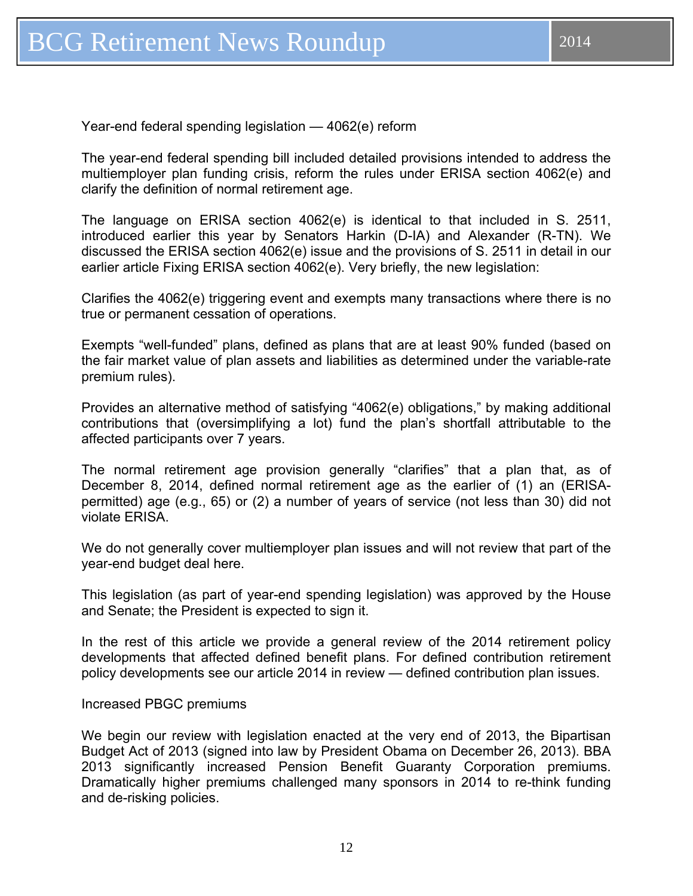## Year-end federal spending legislation — 4062(e) reform

The year-end federal spending bill included detailed provisions intended to address the multiemployer plan funding crisis, reform the rules under ERISA section 4062(e) and clarify the definition of normal retirement age.

The language on ERISA section 4062(e) is identical to that included in S. 2511, introduced earlier this year by Senators Harkin (D-IA) and Alexander (R-TN). We discussed the ERISA section 4062(e) issue and the provisions of S. 2511 in detail in our earlier article Fixing ERISA section 4062(e). Very briefly, the new legislation:

Clarifies the 4062(e) triggering event and exempts many transactions where there is no true or permanent cessation of operations.

Exempts "well-funded" plans, defined as plans that are at least 90% funded (based on the fair market value of plan assets and liabilities as determined under the variable-rate premium rules).

Provides an alternative method of satisfying "4062(e) obligations," by making additional contributions that (oversimplifying a lot) fund the plan's shortfall attributable to the affected participants over 7 years.

The normal retirement age provision generally "clarifies" that a plan that, as of December 8, 2014, defined normal retirement age as the earlier of (1) an (ERISA-permitted) age (e.g., 65) or (2) a number of years of service (not less than 30) did not violate ERISA.

We do not generally cover multiemployer plan issues and will not review that part of the year-end budget deal here.

This legislation (as part of year-end spending legislation) was approved by the House and Senate; the President is expected to sign it.

In the rest of this article we provide a general review of the 2014 retirement policy developments that affected defined benefit plans. For defined contribution retirement policy developments see our article 2014 in review — defined contribution plan issues.

## Increased PBGC premiums

We begin our review with legislation enacted at the very end of 2013, the Bipartisan Budget Act of 2013 (signed into law by President Obama on December 26, 2013). BBA 2013 significantly increased Pension Benefit Guaranty Corporation premiums. Dramatically higher premiums challenged many sponsors in 2014 to re-think funding and de-risking policies.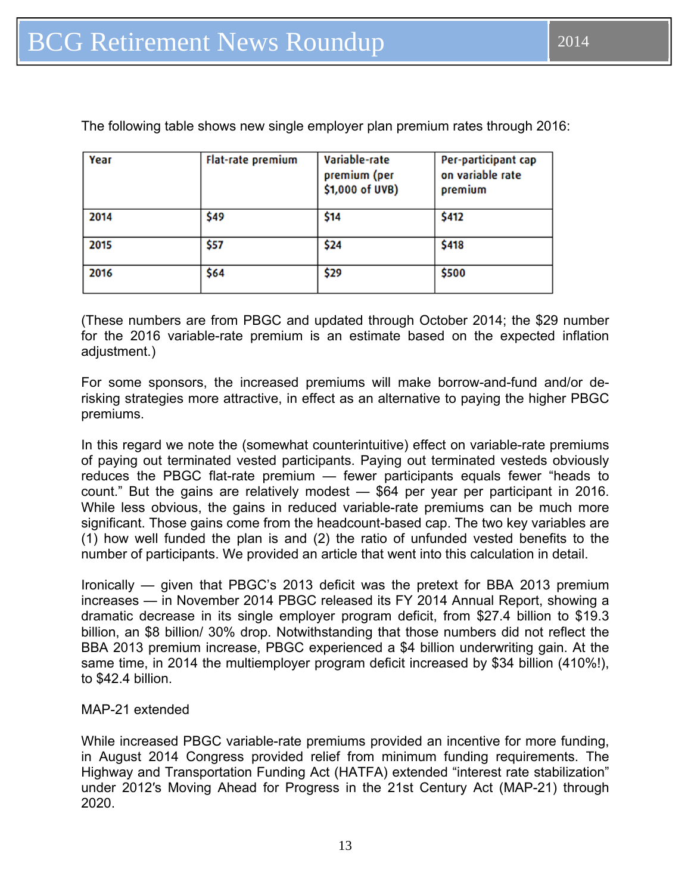The following table shows new single employer plan premium rates through 2016:

| Year | Flat-rate premium | Variable-rate premium (per $1,000 of UVB) | Per-participant cap on variable rate premium |
|---|---|---|---|
| 2014 | $49 | $14 | $412 |
| 2015 | $57 | $24 | $418 |
| 2016 | $64 | $29 | $500 |

(These numbers are from PBGC and updated through October 2014; the $29 number for the 2016 variable-rate premium is an estimate based on the expected inflation adjustment.)

For some sponsors, the increased premiums will make borrow-and-fund and/or de-risking strategies more attractive, in effect as an alternative to paying the higher PBGC premiums.

In this regard we note the (somewhat counterintuitive) effect on variable-rate premiums of paying out terminated vested participants. Paying out terminated vesteds obviously reduces the PBGC flat-rate premium — fewer participants equals fewer "heads to count." But the gains are relatively modest — $64 per year per participant in 2016. While less obvious, the gains in reduced variable-rate premiums can be much more significant. Those gains come from the headcount-based cap. The two key variables are (1) how well funded the plan is and (2) the ratio of unfunded vested benefits to the number of participants. We provided an article that went into this calculation in detail.

Ironically — given that PBGC's 2013 deficit was the pretext for BBA 2013 premium increases — in November 2014 PBGC released its FY 2014 Annual Report, showing a dramatic decrease in its single employer program deficit, from $27.4 billion to $19.3 billion, an $8 billion/ 30% drop. Notwithstanding that those numbers did not reflect the BBA 2013 premium increase, PBGC experienced a $4 billion underwriting gain. At the same time, in 2014 the multiemployer program deficit increased by $34 billion (410%!), to $42.4 billion.

MAP-21 extended

While increased PBGC variable-rate premiums provided an incentive for more funding, in August 2014 Congress provided relief from minimum funding requirements. The Highway and Transportation Funding Act (HATFA) extended "interest rate stabilization" under 2012's Moving Ahead for Progress in the 21st Century Act (MAP-21) through 2020.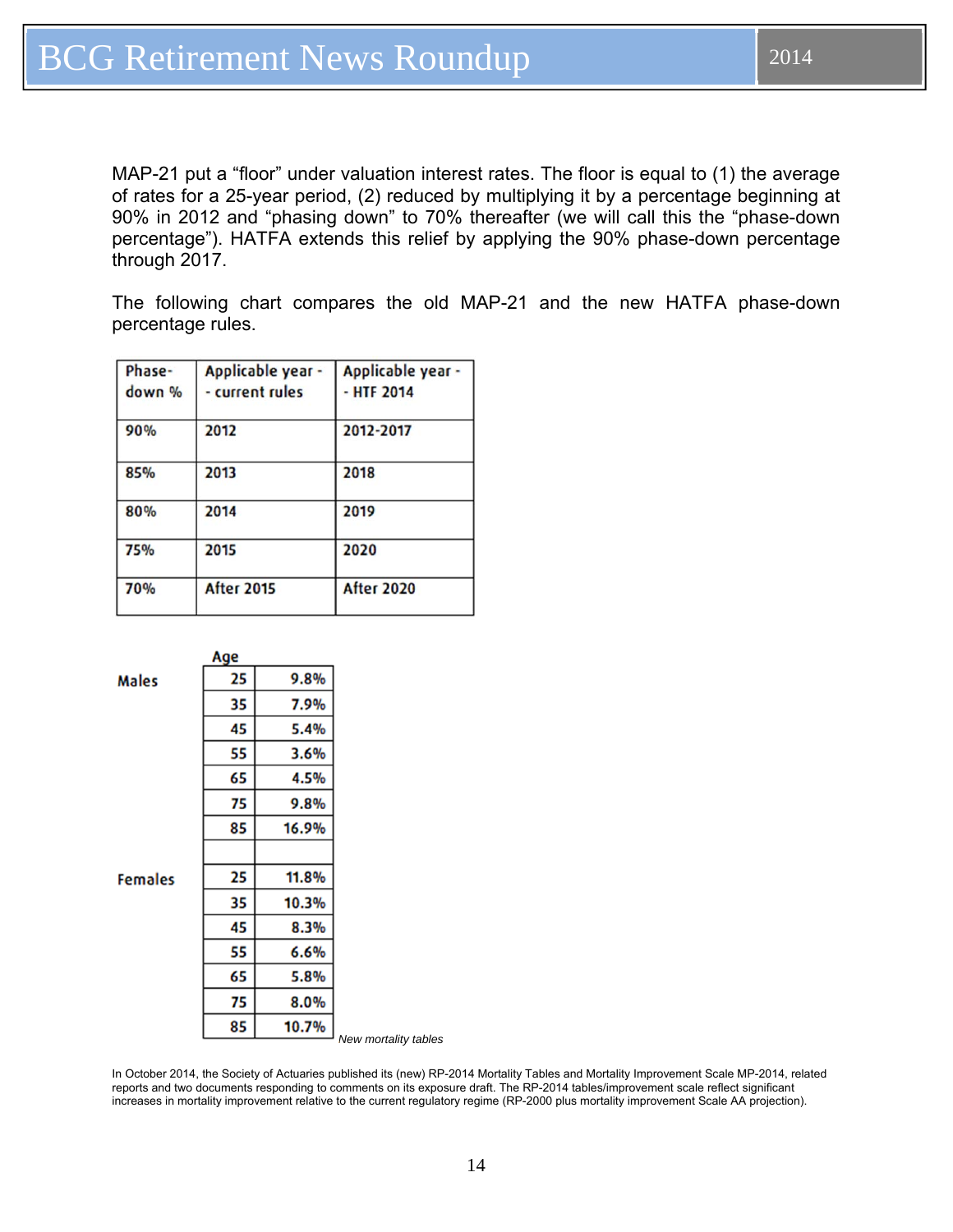MAP-21 put a "floor" under valuation interest rates. The floor is equal to (1) the average of rates for a 25-year period, (2) reduced by multiplying it by a percentage beginning at 90% in 2012 and "phasing down" to 70% thereafter (we will call this the "phase-down percentage"). HATFA extends this relief by applying the 90% phase-down percentage through 2017.

The following chart compares the old MAP-21 and the new HATFA phase-down percentage rules.

| Phase-down % | Applicable year -- current rules | Applicable year -- HTF 2014 |
|---|---|---|
| 90% | 2012 | 2012-2017 |
| 85% | 2013 | 2018 |
| 80% | 2014 | 2019 |
| 75% | 2015 | 2020 |
| 70% | After 2015 | After 2020 |

| | Age | |
|---|---|---|
| Males | 25 | 9.8% |
| | 35 | 7.9% |
| | 45 | 5.4% |
| | 55 | 3.6% |
| | 65 | 4.5% |
| | 75 | 9.8% |
| | 85 | 16.9% |
| | | |
| Females | 25 | 11.8% |
| | 35 | 10.3% |
| | 45 | 8.3% |
| | 55 | 6.6% |
| | 65 | 5.8% |
| | 75 | 8.0% |
| | 85 | 10.7% |

*New mortality tables*

In October 2014, the Society of Actuaries published its (new) RP-2014 Mortality Tables and Mortality Improvement Scale MP-2014, related reports and two documents responding to comments on its exposure draft. The RP-2014 tables/improvement scale reflect significant increases in mortality improvement relative to the current regulatory regime (RP-2000 plus mortality improvement Scale AA projection).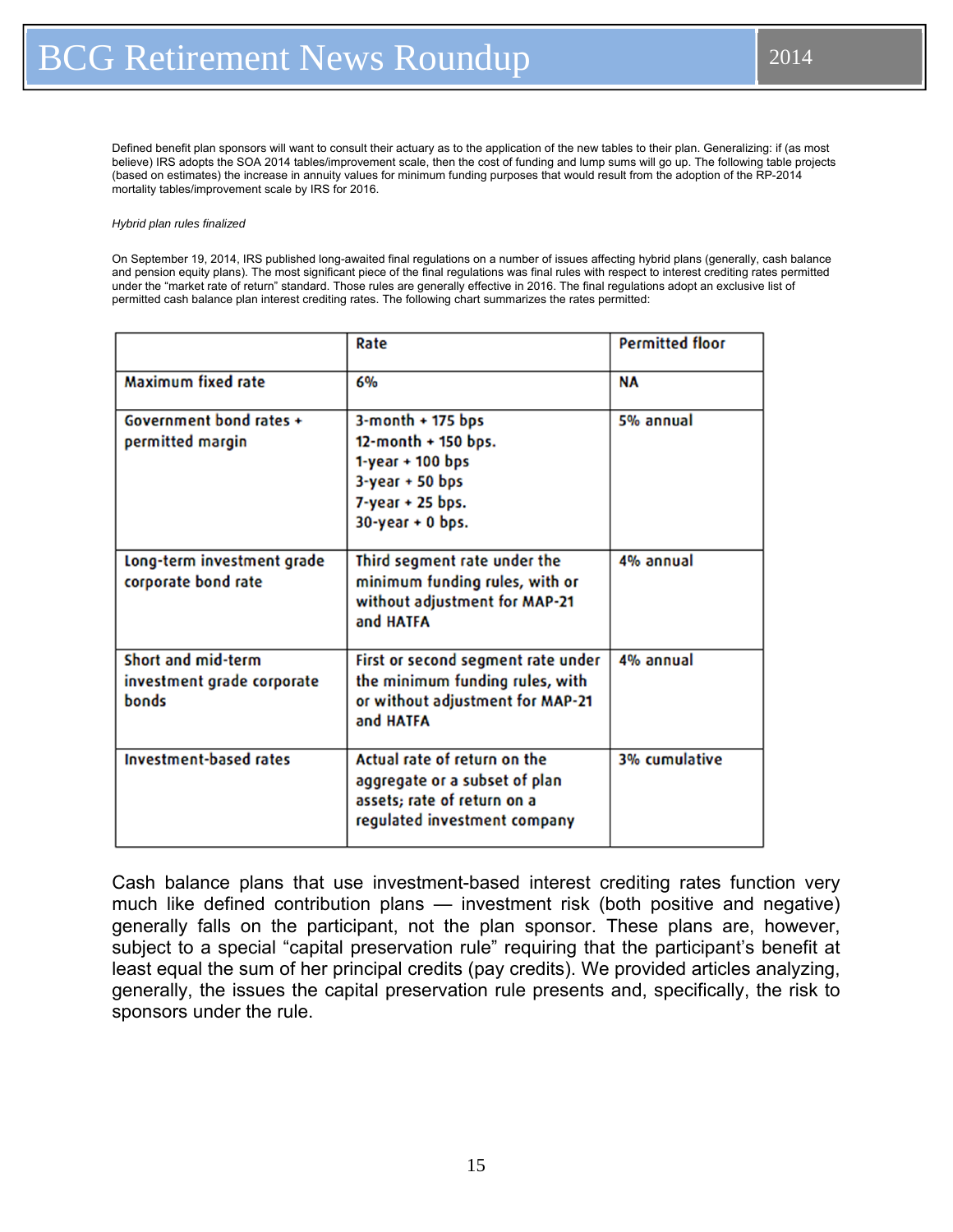Defined benefit plan sponsors will want to consult their actuary as to the application of the new tables to their plan. Generalizing: if (as most believe) IRS adopts the SOA 2014 tables/improvement scale, then the cost of funding and lump sums will go up. The following table projects (based on estimates) the increase in annuity values for minimum funding purposes that would result from the adoption of the RP-2014 mortality tables/improvement scale by IRS for 2016.

*Hybrid plan rules finalized*

On September 19, 2014, IRS published long-awaited final regulations on a number of issues affecting hybrid plans (generally, cash balance and pension equity plans). The most significant piece of the final regulations was final rules with respect to interest crediting rates permitted under the "market rate of return" standard. Those rules are generally effective in 2016. The final regulations adopt an exclusive list of permitted cash balance plan interest crediting rates. The following chart summarizes the rates permitted:

| | Rate | Permitted floor |
|---|---|---|
| Maximum fixed rate | 6% | NA |
| Government bond rates + permitted margin | 3-month + 175 bps<br>12-month + 150 bps.<br>1-year + 100 bps<br>3-year + 50 bps<br>7-year + 25 bps.<br>30-year + 0 bps. | 5% annual |
| Long-term investment grade corporate bond rate | Third segment rate under the minimum funding rules, with or without adjustment for MAP-21 and HATFA | 4% annual |
| Short and mid-term investment grade corporate bonds | First or second segment rate under the minimum funding rules, with or without adjustment for MAP-21 and HATFA | 4% annual |
| Investment-based rates | Actual rate of return on the aggregate or a subset of plan assets; rate of return on a regulated investment company | 3% cumulative |

Cash balance plans that use investment-based interest crediting rates function very much like defined contribution plans — investment risk (both positive and negative) generally falls on the participant, not the plan sponsor. These plans are, however, subject to a special "capital preservation rule" requiring that the participant's benefit at least equal the sum of her principal credits (pay credits). We provided articles analyzing, generally, the issues the capital preservation rule presents and, specifically, the risk to sponsors under the rule.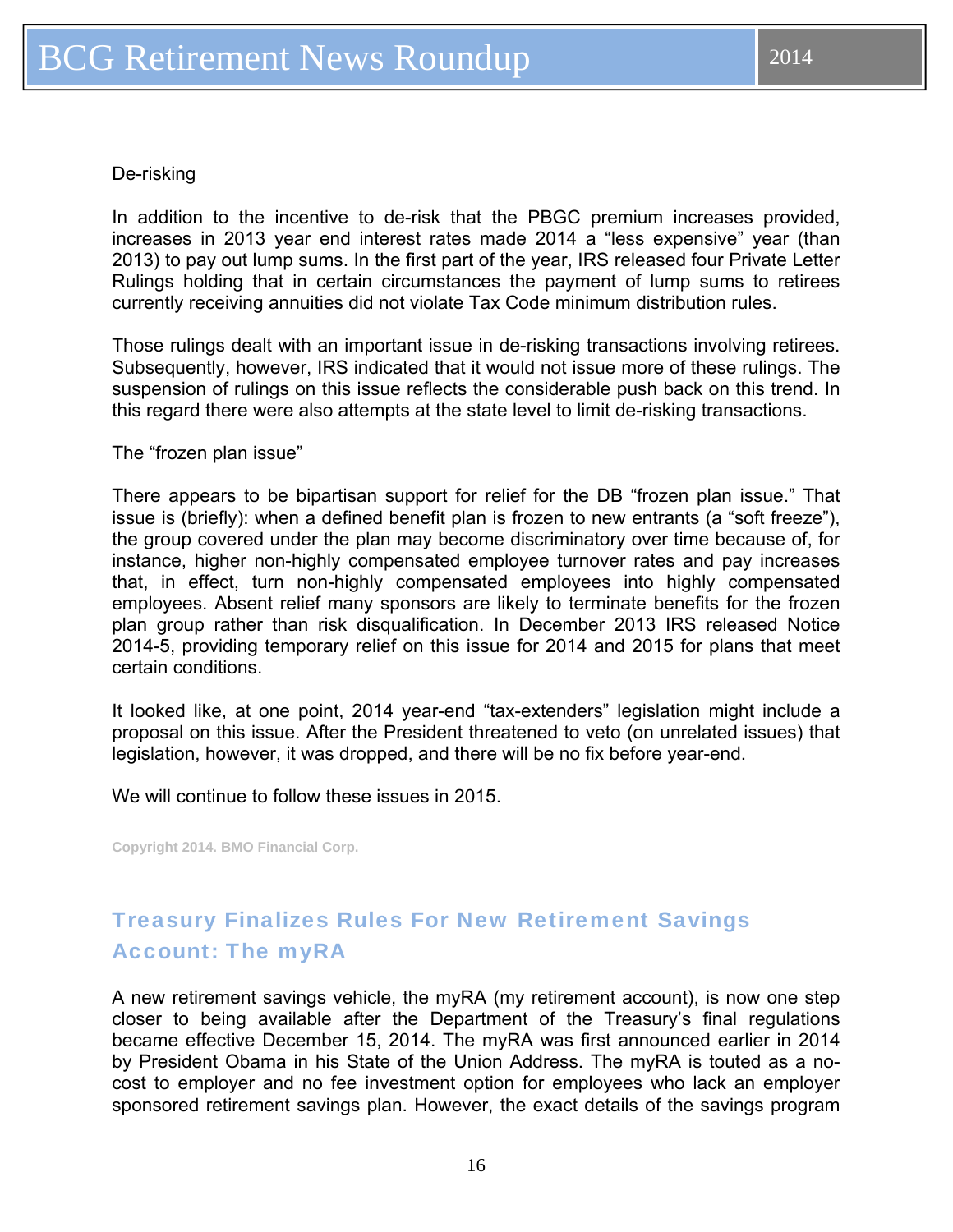De-risking

In addition to the incentive to de-risk that the PBGC premium increases provided, increases in 2013 year end interest rates made 2014 a "less expensive" year (than 2013) to pay out lump sums. In the first part of the year, IRS released four Private Letter Rulings holding that in certain circumstances the payment of lump sums to retirees currently receiving annuities did not violate Tax Code minimum distribution rules.

Those rulings dealt with an important issue in de-risking transactions involving retirees. Subsequently, however, IRS indicated that it would not issue more of these rulings. The suspension of rulings on this issue reflects the considerable push back on this trend. In this regard there were also attempts at the state level to limit de-risking transactions.

The "frozen plan issue"

There appears to be bipartisan support for relief for the DB "frozen plan issue." That issue is (briefly): when a defined benefit plan is frozen to new entrants (a "soft freeze"), the group covered under the plan may become discriminatory over time because of, for instance, higher non-highly compensated employee turnover rates and pay increases that, in effect, turn non-highly compensated employees into highly compensated employees. Absent relief many sponsors are likely to terminate benefits for the frozen plan group rather than risk disqualification. In December 2013 IRS released Notice 2014-5, providing temporary relief on this issue for 2014 and 2015 for plans that meet certain conditions.

It looked like, at one point, 2014 year-end "tax-extenders" legislation might include a proposal on this issue. After the President threatened to veto (on unrelated issues) that legislation, however, it was dropped, and there will be no fix before year-end.

We will continue to follow these issues in 2015.

Copyright 2014. BMO Financial Corp.

## Treasury Finalizes Rules For New Retirement Savings Account: The myRA

A new retirement savings vehicle, the myRA (my retirement account), is now one step closer to being available after the Department of the Treasury's final regulations became effective December 15, 2014. The myRA was first announced earlier in 2014 by President Obama in his State of the Union Address. The myRA is touted as a no-cost to employer and no fee investment option for employees who lack an employer sponsored retirement savings plan. However, the exact details of the savings program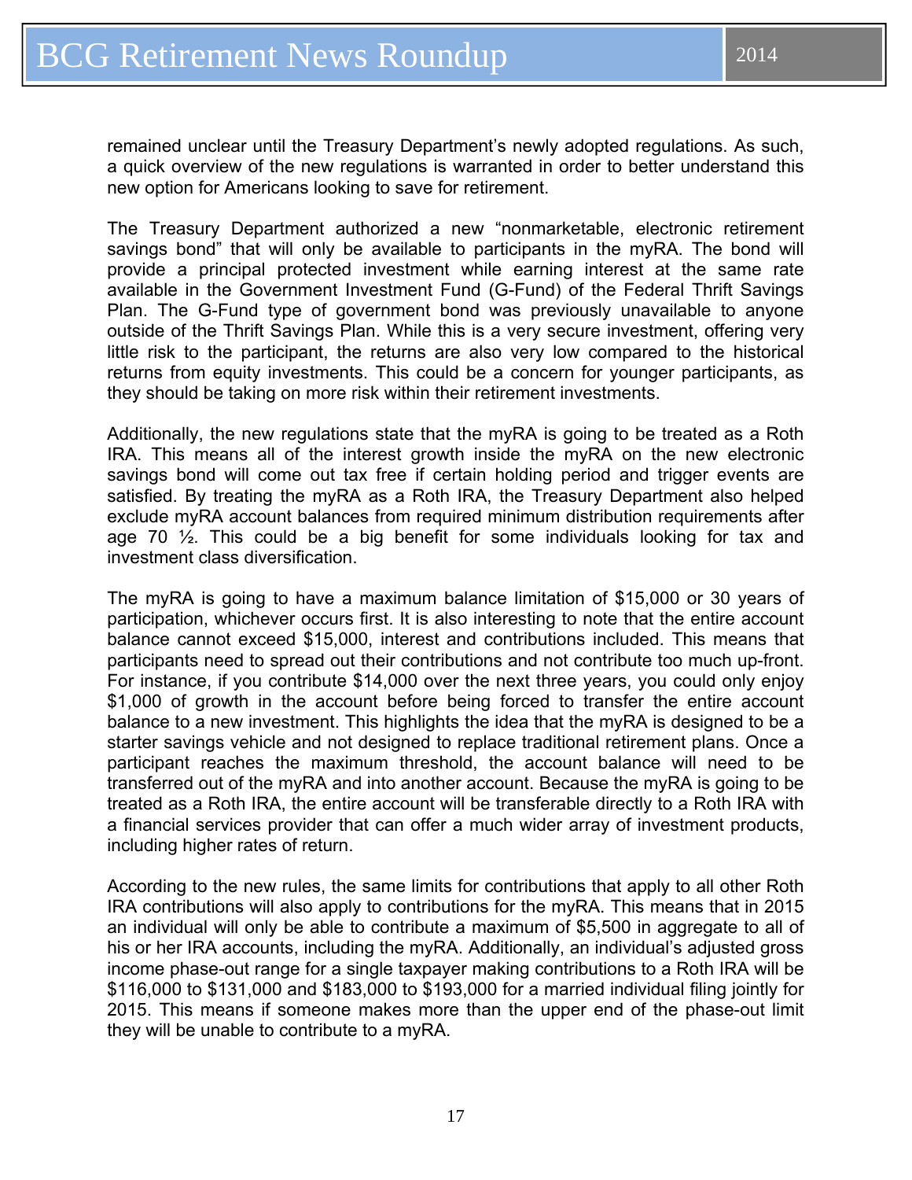remained unclear until the Treasury Department's newly adopted regulations. As such, a quick overview of the new regulations is warranted in order to better understand this new option for Americans looking to save for retirement.

The Treasury Department authorized a new "nonmarketable, electronic retirement savings bond" that will only be available to participants in the myRA. The bond will provide a principal protected investment while earning interest at the same rate available in the Government Investment Fund (G-Fund) of the Federal Thrift Savings Plan. The G-Fund type of government bond was previously unavailable to anyone outside of the Thrift Savings Plan. While this is a very secure investment, offering very little risk to the participant, the returns are also very low compared to the historical returns from equity investments. This could be a concern for younger participants, as they should be taking on more risk within their retirement investments.

Additionally, the new regulations state that the myRA is going to be treated as a Roth IRA. This means all of the interest growth inside the myRA on the new electronic savings bond will come out tax free if certain holding period and trigger events are satisfied. By treating the myRA as a Roth IRA, the Treasury Department also helped exclude myRA account balances from required minimum distribution requirements after age 70 ½. This could be a big benefit for some individuals looking for tax and investment class diversification.

The myRA is going to have a maximum balance limitation of $15,000 or 30 years of participation, whichever occurs first. It is also interesting to note that the entire account balance cannot exceed $15,000, interest and contributions included. This means that participants need to spread out their contributions and not contribute too much up-front. For instance, if you contribute $14,000 over the next three years, you could only enjoy $1,000 of growth in the account before being forced to transfer the entire account balance to a new investment. This highlights the idea that the myRA is designed to be a starter savings vehicle and not designed to replace traditional retirement plans. Once a participant reaches the maximum threshold, the account balance will need to be transferred out of the myRA and into another account. Because the myRA is going to be treated as a Roth IRA, the entire account will be transferable directly to a Roth IRA with a financial services provider that can offer a much wider array of investment products, including higher rates of return.

According to the new rules, the same limits for contributions that apply to all other Roth IRA contributions will also apply to contributions for the myRA. This means that in 2015 an individual will only be able to contribute a maximum of $5,500 in aggregate to all of his or her IRA accounts, including the myRA. Additionally, an individual's adjusted gross income phase-out range for a single taxpayer making contributions to a Roth IRA will be $116,000 to $131,000 and $183,000 to $193,000 for a married individual filing jointly for 2015. This means if someone makes more than the upper end of the phase-out limit they will be unable to contribute to a myRA.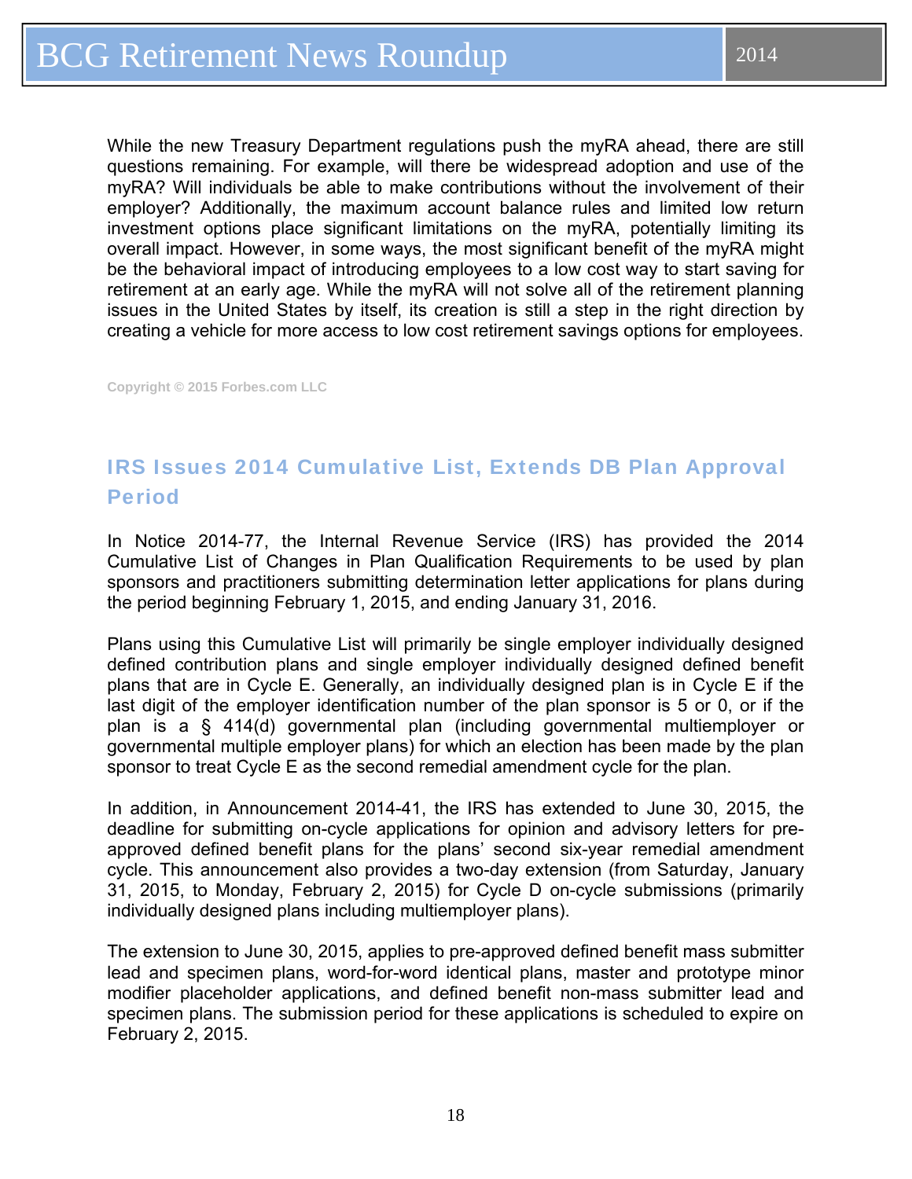While the new Treasury Department regulations push the myRA ahead, there are still questions remaining. For example, will there be widespread adoption and use of the myRA? Will individuals be able to make contributions without the involvement of their employer? Additionally, the maximum account balance rules and limited low return investment options place significant limitations on the myRA, potentially limiting its overall impact. However, in some ways, the most significant benefit of the myRA might be the behavioral impact of introducing employees to a low cost way to start saving for retirement at an early age. While the myRA will not solve all of the retirement planning issues in the United States by itself, its creation is still a step in the right direction by creating a vehicle for more access to low cost retirement savings options for employees.

**Copyright © 2015 Forbes.com LLC**

## IRS Issues 2014 Cumulative List, Extends DB Plan Approval Period

In Notice 2014-77, the Internal Revenue Service (IRS) has provided the 2014 Cumulative List of Changes in Plan Qualification Requirements to be used by plan sponsors and practitioners submitting determination letter applications for plans during the period beginning February 1, 2015, and ending January 31, 2016.

Plans using this Cumulative List will primarily be single employer individually designed defined contribution plans and single employer individually designed defined benefit plans that are in Cycle E. Generally, an individually designed plan is in Cycle E if the last digit of the employer identification number of the plan sponsor is 5 or 0, or if the plan is a § 414(d) governmental plan (including governmental multiemployer or governmental multiple employer plans) for which an election has been made by the plan sponsor to treat Cycle E as the second remedial amendment cycle for the plan.

In addition, in Announcement 2014-41, the IRS has extended to June 30, 2015, the deadline for submitting on-cycle applications for opinion and advisory letters for pre-approved defined benefit plans for the plans' second six-year remedial amendment cycle. This announcement also provides a two-day extension (from Saturday, January 31, 2015, to Monday, February 2, 2015) for Cycle D on-cycle submissions (primarily individually designed plans including multiemployer plans).

The extension to June 30, 2015, applies to pre-approved defined benefit mass submitter lead and specimen plans, word-for-word identical plans, master and prototype minor modifier placeholder applications, and defined benefit non-mass submitter lead and specimen plans. The submission period for these applications is scheduled to expire on February 2, 2015.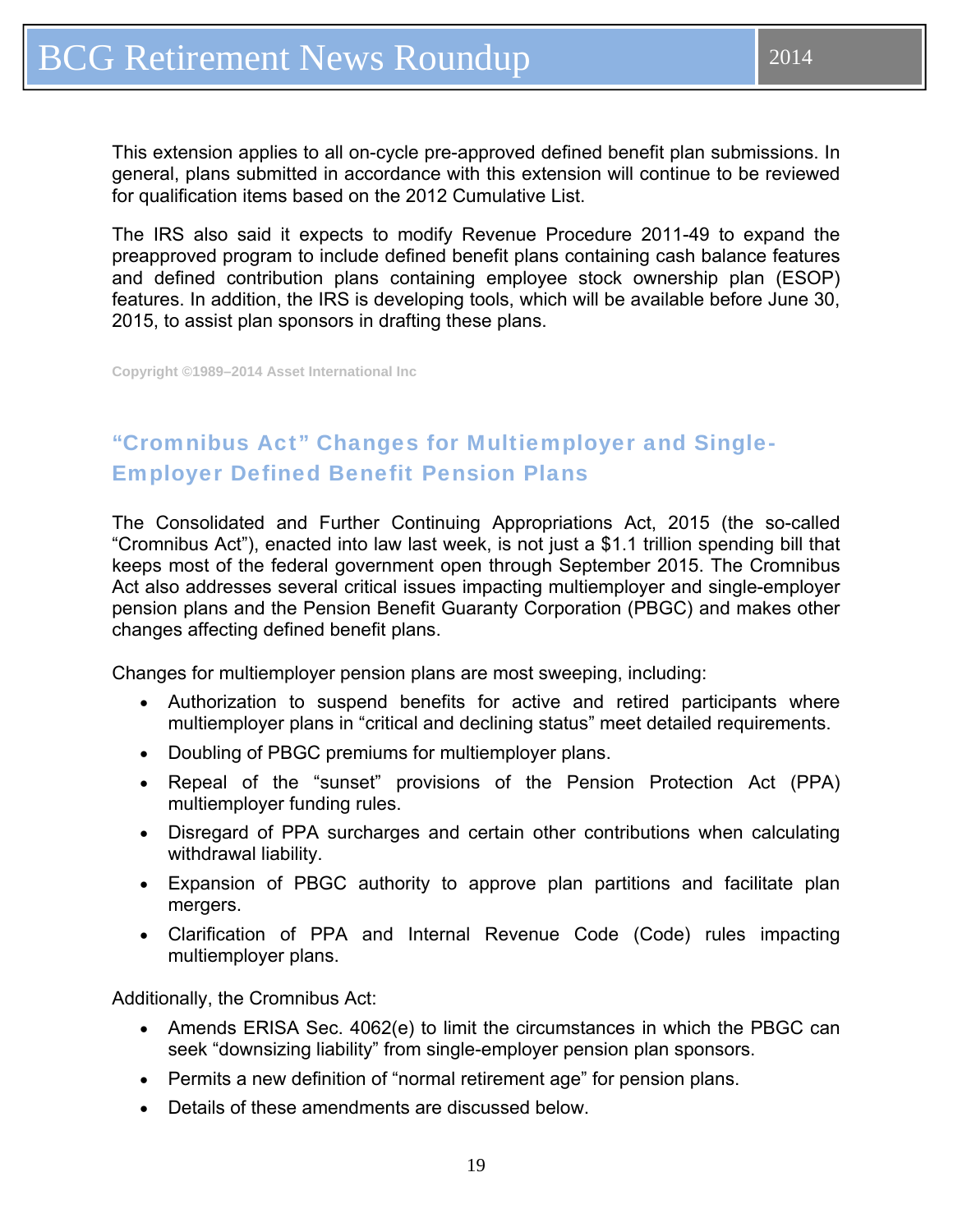This extension applies to all on-cycle pre-approved defined benefit plan submissions. In general, plans submitted in accordance with this extension will continue to be reviewed for qualification items based on the 2012 Cumulative List.

The IRS also said it expects to modify Revenue Procedure 2011-49 to expand the preapproved program to include defined benefit plans containing cash balance features and defined contribution plans containing employee stock ownership plan (ESOP) features. In addition, the IRS is developing tools, which will be available before June 30, 2015, to assist plan sponsors in drafting these plans.

Copyright ©1989–2014 Asset International Inc

## "Cromnibus Act" Changes for Multiemployer and Single-Employer Defined Benefit Pension Plans

The Consolidated and Further Continuing Appropriations Act, 2015 (the so-called "Cromnibus Act"), enacted into law last week, is not just a $1.1 trillion spending bill that keeps most of the federal government open through September 2015. The Cromnibus Act also addresses several critical issues impacting multiemployer and single-employer pension plans and the Pension Benefit Guaranty Corporation (PBGC) and makes other changes affecting defined benefit plans.

Changes for multiemployer pension plans are most sweeping, including:

- Authorization to suspend benefits for active and retired participants where multiemployer plans in "critical and declining status" meet detailed requirements.
- Doubling of PBGC premiums for multiemployer plans.
- Repeal of the "sunset" provisions of the Pension Protection Act (PPA) multiemployer funding rules.
- Disregard of PPA surcharges and certain other contributions when calculating withdrawal liability.
- Expansion of PBGC authority to approve plan partitions and facilitate plan mergers.
- Clarification of PPA and Internal Revenue Code (Code) rules impacting multiemployer plans.

Additionally, the Cromnibus Act:

- Amends ERISA Sec. 4062(e) to limit the circumstances in which the PBGC can seek "downsizing liability" from single-employer pension plan sponsors.
- Permits a new definition of "normal retirement age" for pension plans.
- Details of these amendments are discussed below.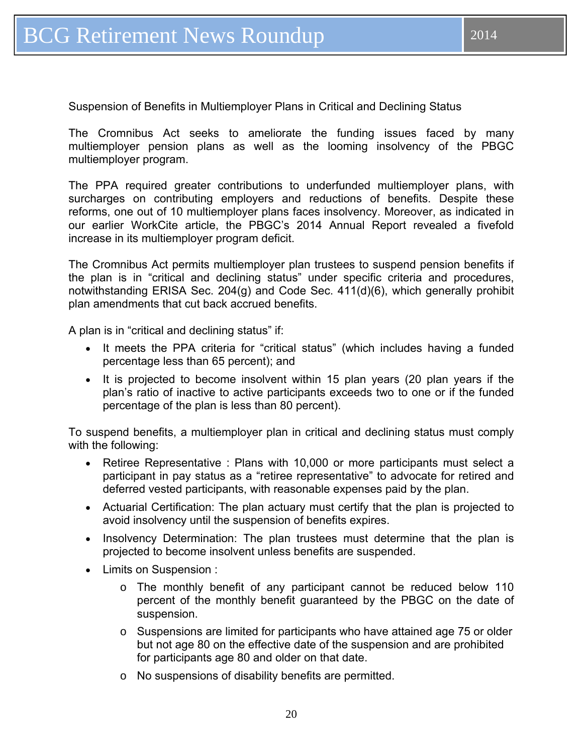## Suspension of Benefits in Multiemployer Plans in Critical and Declining Status

The Cromnibus Act seeks to ameliorate the funding issues faced by many multiemployer pension plans as well as the looming insolvency of the PBGC multiemployer program.

The PPA required greater contributions to underfunded multiemployer plans, with surcharges on contributing employers and reductions of benefits. Despite these reforms, one out of 10 multiemployer plans faces insolvency. Moreover, as indicated in our earlier WorkCite article, the PBGC's 2014 Annual Report revealed a fivefold increase in its multiemployer program deficit.

The Cromnibus Act permits multiemployer plan trustees to suspend pension benefits if the plan is in "critical and declining status" under specific criteria and procedures, notwithstanding ERISA Sec. 204(g) and Code Sec. 411(d)(6), which generally prohibit plan amendments that cut back accrued benefits.

A plan is in "critical and declining status" if:

- It meets the PPA criteria for "critical status" (which includes having a funded percentage less than 65 percent); and
- It is projected to become insolvent within 15 plan years (20 plan years if the plan's ratio of inactive to active participants exceeds two to one or if the funded percentage of the plan is less than 80 percent).

To suspend benefits, a multiemployer plan in critical and declining status must comply with the following:

- Retiree Representative : Plans with 10,000 or more participants must select a participant in pay status as a "retiree representative" to advocate for retired and deferred vested participants, with reasonable expenses paid by the plan.
- Actuarial Certification: The plan actuary must certify that the plan is projected to avoid insolvency until the suspension of benefits expires.
- Insolvency Determination: The plan trustees must determine that the plan is projected to become insolvent unless benefits are suspended.
- Limits on Suspension :
  - The monthly benefit of any participant cannot be reduced below 110 percent of the monthly benefit guaranteed by the PBGC on the date of suspension.
  - Suspensions are limited for participants who have attained age 75 or older but not age 80 on the effective date of the suspension and are prohibited for participants age 80 and older on that date.
  - No suspensions of disability benefits are permitted.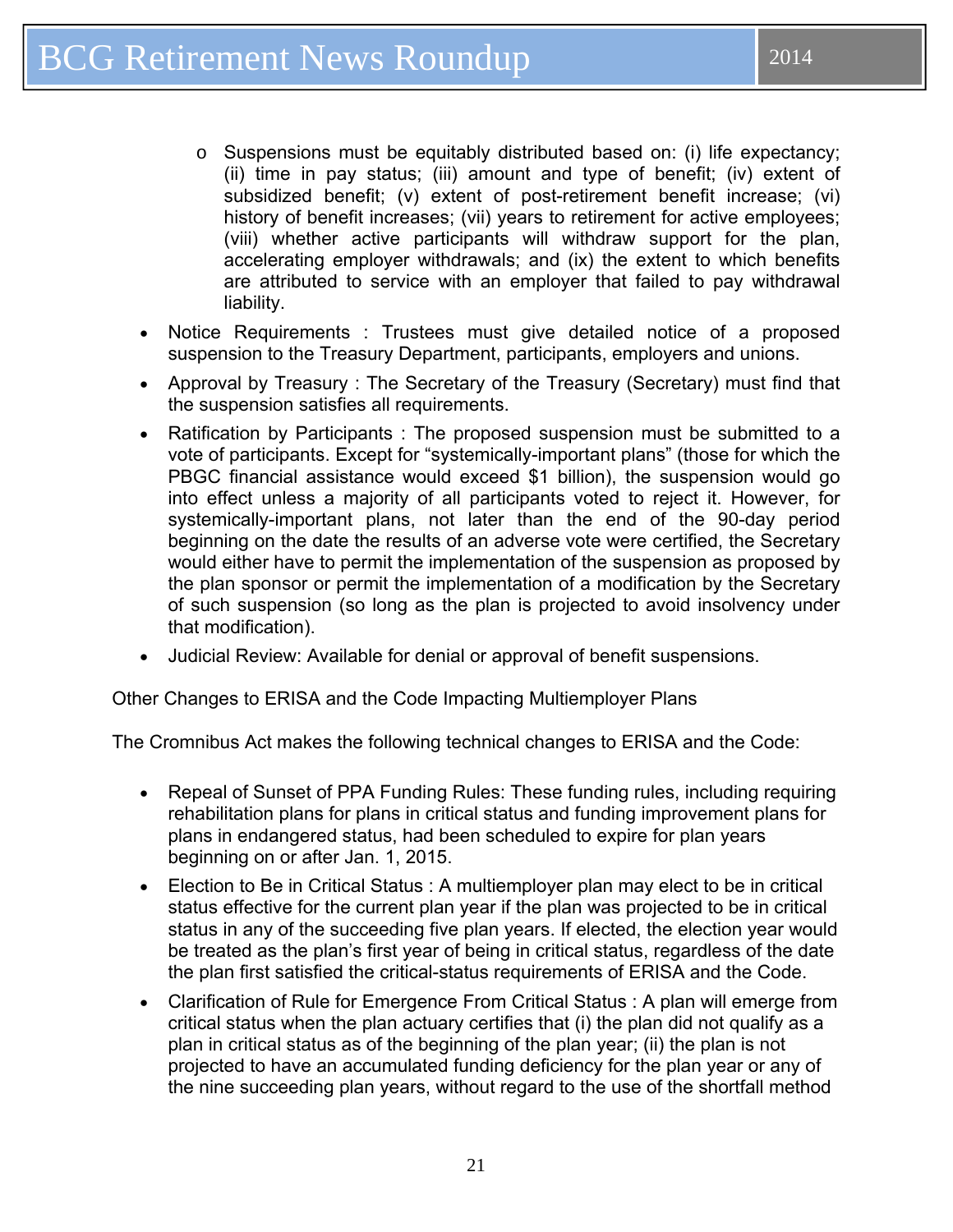- Suspensions must be equitably distributed based on: (i) life expectancy; (ii) time in pay status; (iii) amount and type of benefit; (iv) extent of subsidized benefit; (v) extent of post-retirement benefit increase; (vi) history of benefit increases; (vii) years to retirement for active employees; (viii) whether active participants will withdraw support for the plan, accelerating employer withdrawals; and (ix) the extent to which benefits are attributed to service with an employer that failed to pay withdrawal liability.
- Notice Requirements : Trustees must give detailed notice of a proposed suspension to the Treasury Department, participants, employers and unions.
- Approval by Treasury : The Secretary of the Treasury (Secretary) must find that the suspension satisfies all requirements.
- Ratification by Participants : The proposed suspension must be submitted to a vote of participants. Except for "systemically-important plans" (those for which the PBGC financial assistance would exceed $1 billion), the suspension would go into effect unless a majority of all participants voted to reject it. However, for systemically-important plans, not later than the end of the 90-day period beginning on the date the results of an adverse vote were certified, the Secretary would either have to permit the implementation of the suspension as proposed by the plan sponsor or permit the implementation of a modification by the Secretary of such suspension (so long as the plan is projected to avoid insolvency under that modification).
- Judicial Review: Available for denial or approval of benefit suspensions.

Other Changes to ERISA and the Code Impacting Multiemployer Plans

The Cromnibus Act makes the following technical changes to ERISA and the Code:

- Repeal of Sunset of PPA Funding Rules: These funding rules, including requiring rehabilitation plans for plans in critical status and funding improvement plans for plans in endangered status, had been scheduled to expire for plan years beginning on or after Jan. 1, 2015.
- Election to Be in Critical Status : A multiemployer plan may elect to be in critical status effective for the current plan year if the plan was projected to be in critical status in any of the succeeding five plan years. If elected, the election year would be treated as the plan's first year of being in critical status, regardless of the date the plan first satisfied the critical-status requirements of ERISA and the Code.
- Clarification of Rule for Emergence From Critical Status : A plan will emerge from critical status when the plan actuary certifies that (i) the plan did not qualify as a plan in critical status as of the beginning of the plan year; (ii) the plan is not projected to have an accumulated funding deficiency for the plan year or any of the nine succeeding plan years, without regard to the use of the shortfall method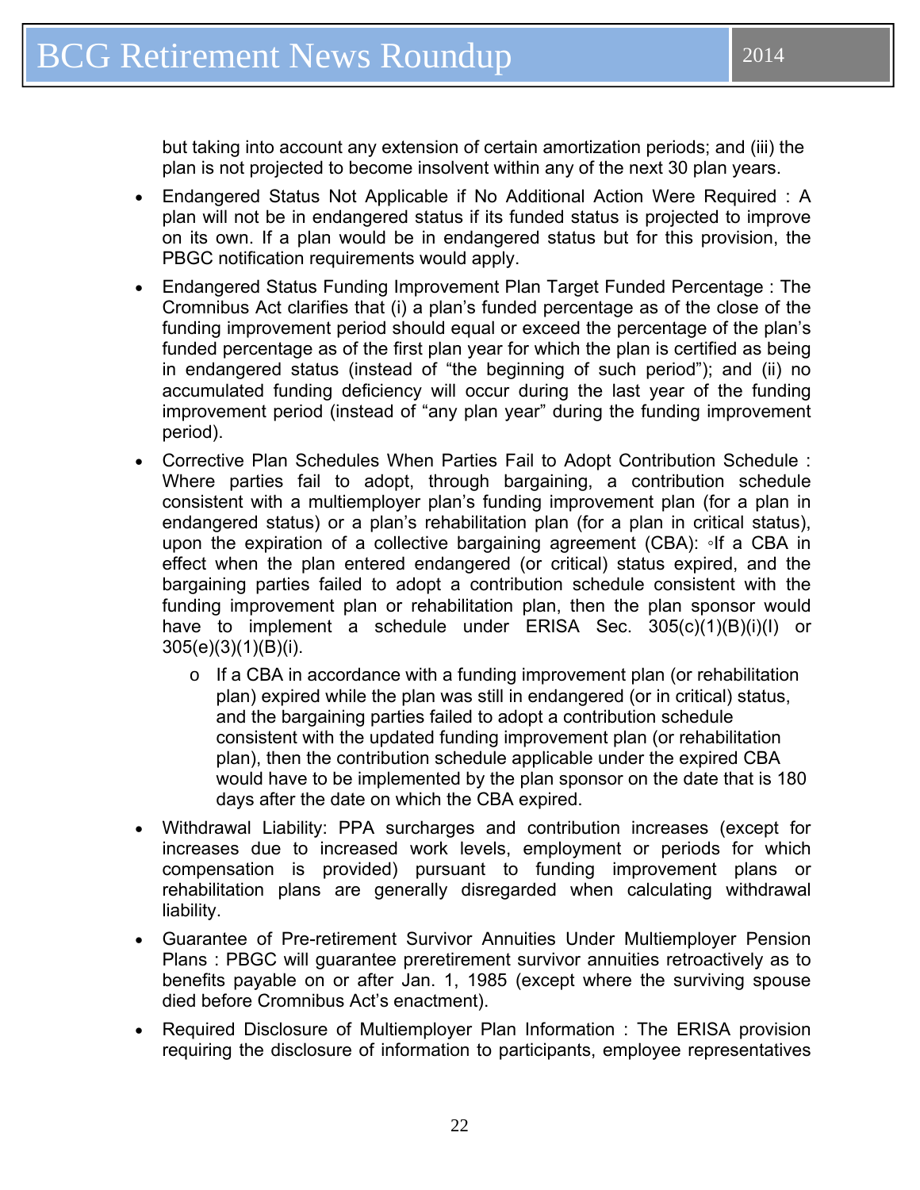but taking into account any extension of certain amortization periods; and (iii) the plan is not projected to become insolvent within any of the next 30 plan years.

- Endangered Status Not Applicable if No Additional Action Were Required : A plan will not be in endangered status if its funded status is projected to improve on its own. If a plan would be in endangered status but for this provision, the PBGC notification requirements would apply.
- Endangered Status Funding Improvement Plan Target Funded Percentage : The Cromnibus Act clarifies that (i) a plan's funded percentage as of the close of the funding improvement period should equal or exceed the percentage of the plan's funded percentage as of the first plan year for which the plan is certified as being in endangered status (instead of "the beginning of such period"); and (ii) no accumulated funding deficiency will occur during the last year of the funding improvement period (instead of "any plan year" during the funding improvement period).
- Corrective Plan Schedules When Parties Fail to Adopt Contribution Schedule : Where parties fail to adopt, through bargaining, a contribution schedule consistent with a multiemployer plan's funding improvement plan (for a plan in endangered status) or a plan's rehabilitation plan (for a plan in critical status), upon the expiration of a collective bargaining agreement (CBA): ◦If a CBA in effect when the plan entered endangered (or critical) status expired, and the bargaining parties failed to adopt a contribution schedule consistent with the funding improvement plan or rehabilitation plan, then the plan sponsor would have to implement a schedule under ERISA Sec. 305(c)(1)(B)(i)(I) or 305(e)(3)(1)(B)(i).
  - If a CBA in accordance with a funding improvement plan (or rehabilitation plan) expired while the plan was still in endangered (or in critical) status, and the bargaining parties failed to adopt a contribution schedule consistent with the updated funding improvement plan (or rehabilitation plan), then the contribution schedule applicable under the expired CBA would have to be implemented by the plan sponsor on the date that is 180 days after the date on which the CBA expired.
- Withdrawal Liability: PPA surcharges and contribution increases (except for increases due to increased work levels, employment or periods for which compensation is provided) pursuant to funding improvement plans or rehabilitation plans are generally disregarded when calculating withdrawal liability.
- Guarantee of Pre-retirement Survivor Annuities Under Multiemployer Pension Plans : PBGC will guarantee preretirement survivor annuities retroactively as to benefits payable on or after Jan. 1, 1985 (except where the surviving spouse died before Cromnibus Act's enactment).
- Required Disclosure of Multiemployer Plan Information : The ERISA provision requiring the disclosure of information to participants, employee representatives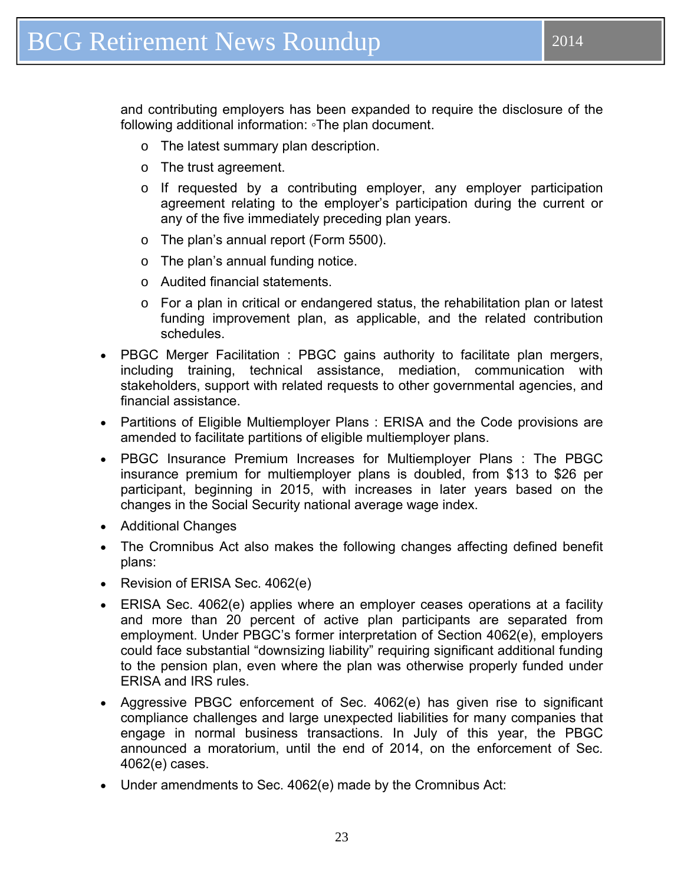and contributing employers has been expanded to require the disclosure of the following additional information: ◦The plan document.

  - The latest summary plan description.
  - The trust agreement.
  - If requested by a contributing employer, any employer participation agreement relating to the employer's participation during the current or any of the five immediately preceding plan years.
  - The plan's annual report (Form 5500).
  - The plan's annual funding notice.
  - Audited financial statements.
  - For a plan in critical or endangered status, the rehabilitation plan or latest funding improvement plan, as applicable, and the related contribution schedules.

- PBGC Merger Facilitation : PBGC gains authority to facilitate plan mergers, including training, technical assistance, mediation, communication with stakeholders, support with related requests to other governmental agencies, and financial assistance.
- Partitions of Eligible Multiemployer Plans : ERISA and the Code provisions are amended to facilitate partitions of eligible multiemployer plans.
- PBGC Insurance Premium Increases for Multiemployer Plans : The PBGC insurance premium for multiemployer plans is doubled, from $13 to $26 per participant, beginning in 2015, with increases in later years based on the changes in the Social Security national average wage index.
- Additional Changes
- The Cromnibus Act also makes the following changes affecting defined benefit plans:
- Revision of ERISA Sec. 4062(e)
- ERISA Sec. 4062(e) applies where an employer ceases operations at a facility and more than 20 percent of active plan participants are separated from employment. Under PBGC's former interpretation of Section 4062(e), employers could face substantial "downsizing liability" requiring significant additional funding to the pension plan, even where the plan was otherwise properly funded under ERISA and IRS rules.
- Aggressive PBGC enforcement of Sec. 4062(e) has given rise to significant compliance challenges and large unexpected liabilities for many companies that engage in normal business transactions. In July of this year, the PBGC announced a moratorium, until the end of 2014, on the enforcement of Sec. 4062(e) cases.
- Under amendments to Sec. 4062(e) made by the Cromnibus Act: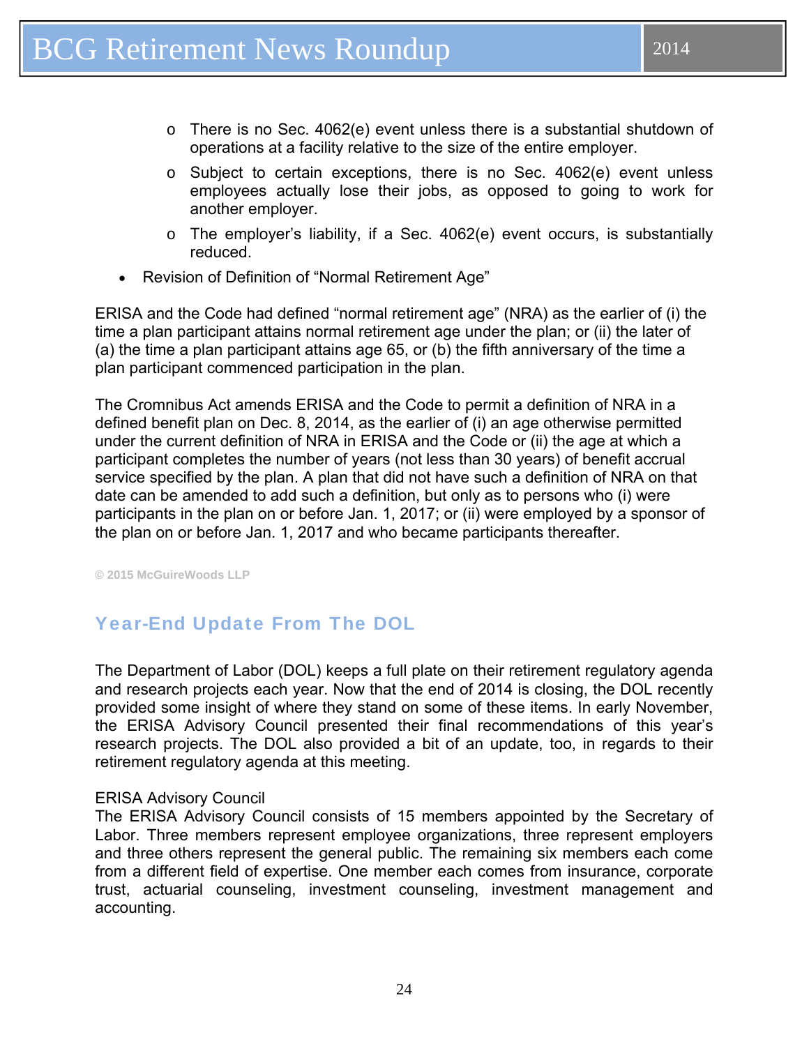- There is no Sec. 4062(e) event unless there is a substantial shutdown of operations at a facility relative to the size of the entire employer.
    - Subject to certain exceptions, there is no Sec. 4062(e) event unless employees actually lose their jobs, as opposed to going to work for another employer.
    - The employer's liability, if a Sec. 4062(e) event occurs, is substantially reduced.

- Revision of Definition of "Normal Retirement Age"

ERISA and the Code had defined "normal retirement age" (NRA) as the earlier of (i) the time a plan participant attains normal retirement age under the plan; or (ii) the later of (a) the time a plan participant attains age 65, or (b) the fifth anniversary of the time a plan participant commenced participation in the plan.

The Cromnibus Act amends ERISA and the Code to permit a definition of NRA in a defined benefit plan on Dec. 8, 2014, as the earlier of (i) an age otherwise permitted under the current definition of NRA in ERISA and the Code or (ii) the age at which a participant completes the number of years (not less than 30 years) of benefit accrual service specified by the plan. A plan that did not have such a definition of NRA on that date can be amended to add such a definition, but only as to persons who (i) were participants in the plan on or before Jan. 1, 2017; or (ii) were employed by a sponsor of the plan on or before Jan. 1, 2017 and who became participants thereafter.

© 2015 McGuireWoods LLP

## Year-End Update From The DOL

The Department of Labor (DOL) keeps a full plate on their retirement regulatory agenda and research projects each year. Now that the end of 2014 is closing, the DOL recently provided some insight of where they stand on some of these items. In early November, the ERISA Advisory Council presented their final recommendations of this year's research projects. The DOL also provided a bit of an update, too, in regards to their retirement regulatory agenda at this meeting.

ERISA Advisory Council
The ERISA Advisory Council consists of 15 members appointed by the Secretary of Labor. Three members represent employee organizations, three represent employers and three others represent the general public. The remaining six members each come from a different field of expertise. One member each comes from insurance, corporate trust, actuarial counseling, investment counseling, investment management and accounting.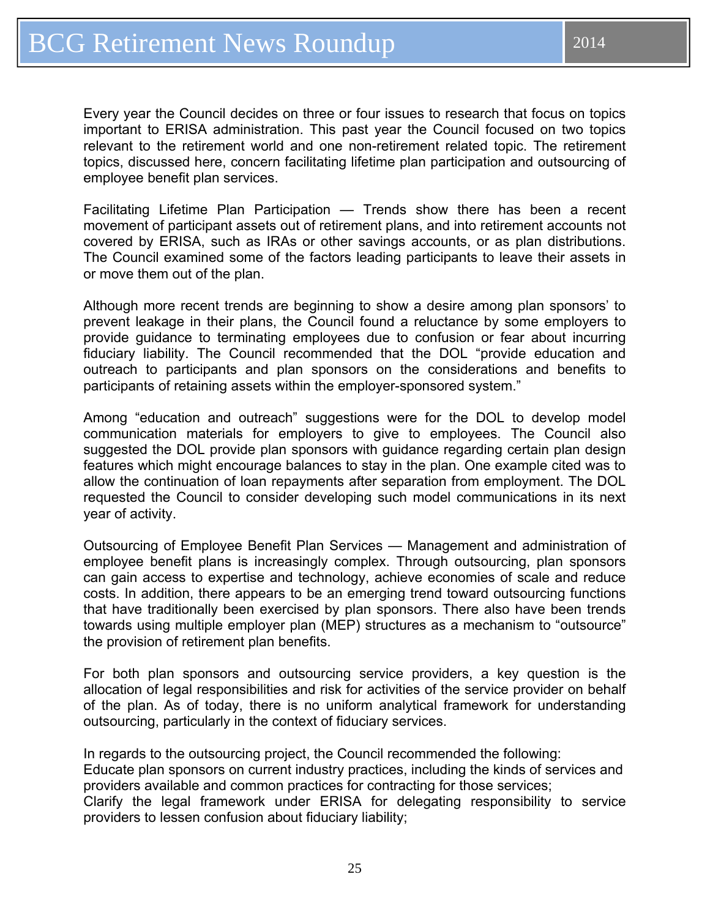Every year the Council decides on three or four issues to research that focus on topics important to ERISA administration. This past year the Council focused on two topics relevant to the retirement world and one non-retirement related topic. The retirement topics, discussed here, concern facilitating lifetime plan participation and outsourcing of employee benefit plan services.

Facilitating Lifetime Plan Participation — Trends show there has been a recent movement of participant assets out of retirement plans, and into retirement accounts not covered by ERISA, such as IRAs or other savings accounts, or as plan distributions. The Council examined some of the factors leading participants to leave their assets in or move them out of the plan.

Although more recent trends are beginning to show a desire among plan sponsors' to prevent leakage in their plans, the Council found a reluctance by some employers to provide guidance to terminating employees due to confusion or fear about incurring fiduciary liability. The Council recommended that the DOL "provide education and outreach to participants and plan sponsors on the considerations and benefits to participants of retaining assets within the employer-sponsored system."

Among "education and outreach" suggestions were for the DOL to develop model communication materials for employers to give to employees. The Council also suggested the DOL provide plan sponsors with guidance regarding certain plan design features which might encourage balances to stay in the plan. One example cited was to allow the continuation of loan repayments after separation from employment. The DOL requested the Council to consider developing such model communications in its next year of activity.

Outsourcing of Employee Benefit Plan Services — Management and administration of employee benefit plans is increasingly complex. Through outsourcing, plan sponsors can gain access to expertise and technology, achieve economies of scale and reduce costs. In addition, there appears to be an emerging trend toward outsourcing functions that have traditionally been exercised by plan sponsors. There also have been trends towards using multiple employer plan (MEP) structures as a mechanism to "outsource" the provision of retirement plan benefits.

For both plan sponsors and outsourcing service providers, a key question is the allocation of legal responsibilities and risk for activities of the service provider on behalf of the plan. As of today, there is no uniform analytical framework for understanding outsourcing, particularly in the context of fiduciary services.

In regards to the outsourcing project, the Council recommended the following:

Educate plan sponsors on current industry practices, including the kinds of services and providers available and common practices for contracting for those services;

Clarify the legal framework under ERISA for delegating responsibility to service providers to lessen confusion about fiduciary liability;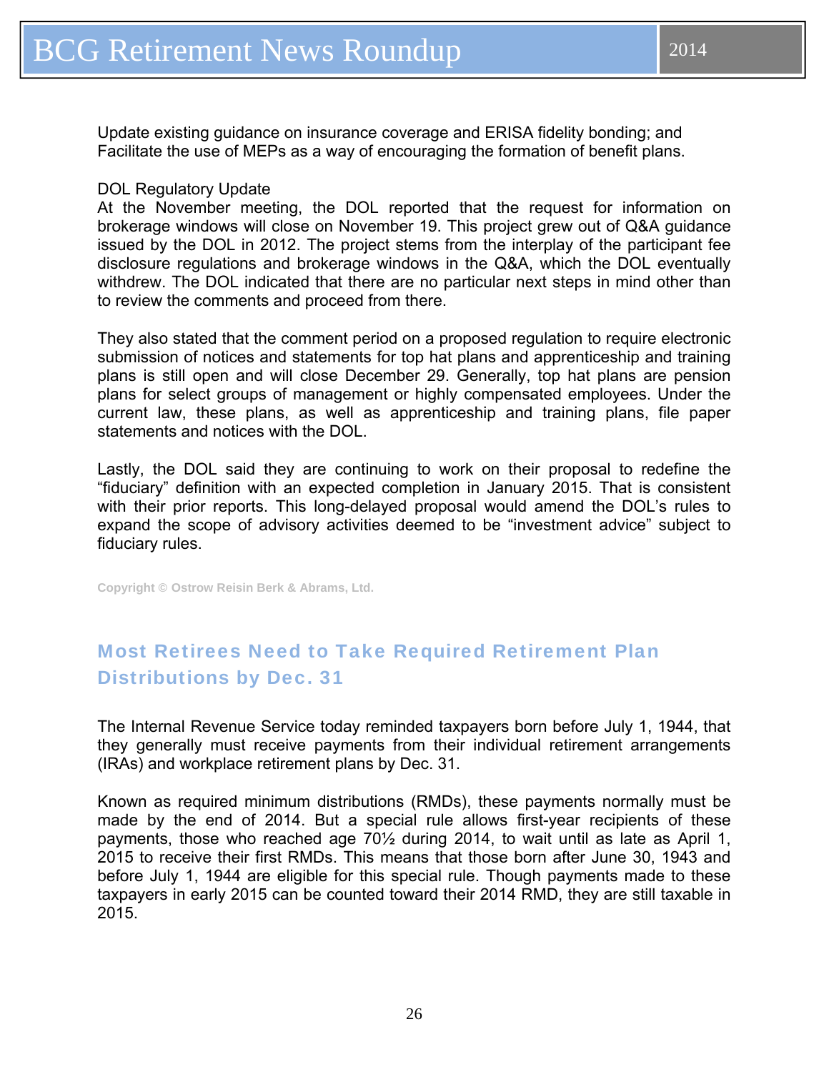Update existing guidance on insurance coverage and ERISA fidelity bonding; and
Facilitate the use of MEPs as a way of encouraging the formation of benefit plans.

DOL Regulatory Update
At the November meeting, the DOL reported that the request for information on brokerage windows will close on November 19. This project grew out of Q&A guidance issued by the DOL in 2012. The project stems from the interplay of the participant fee disclosure regulations and brokerage windows in the Q&A, which the DOL eventually withdrew. The DOL indicated that there are no particular next steps in mind other than to review the comments and proceed from there.

They also stated that the comment period on a proposed regulation to require electronic submission of notices and statements for top hat plans and apprenticeship and training plans is still open and will close December 29. Generally, top hat plans are pension plans for select groups of management or highly compensated employees. Under the current law, these plans, as well as apprenticeship and training plans, file paper statements and notices with the DOL.

Lastly, the DOL said they are continuing to work on their proposal to redefine the "fiduciary" definition with an expected completion in January 2015. That is consistent with their prior reports. This long-delayed proposal would amend the DOL's rules to expand the scope of advisory activities deemed to be "investment advice" subject to fiduciary rules.

Copyright © Ostrow Reisin Berk & Abrams, Ltd.

## Most Retirees Need to Take Required Retirement Plan Distributions by Dec. 31

The Internal Revenue Service today reminded taxpayers born before July 1, 1944, that they generally must receive payments from their individual retirement arrangements (IRAs) and workplace retirement plans by Dec. 31.

Known as required minimum distributions (RMDs), these payments normally must be made by the end of 2014. But a special rule allows first-year recipients of these payments, those who reached age 70½ during 2014, to wait until as late as April 1, 2015 to receive their first RMDs. This means that those born after June 30, 1943 and before July 1, 1944 are eligible for this special rule. Though payments made to these taxpayers in early 2015 can be counted toward their 2014 RMD, they are still taxable in 2015.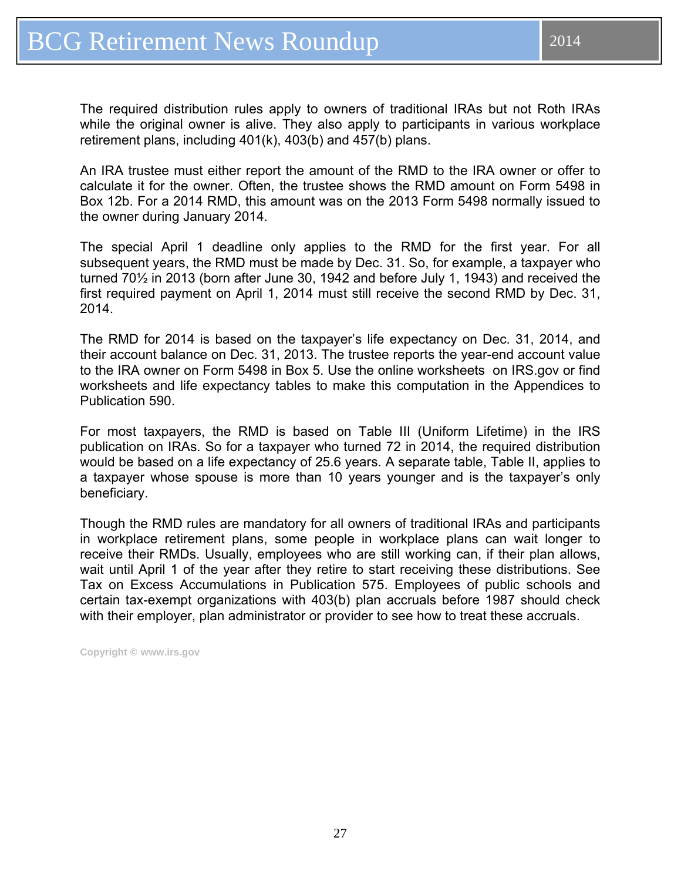The required distribution rules apply to owners of traditional IRAs but not Roth IRAs while the original owner is alive. They also apply to participants in various workplace retirement plans, including 401(k), 403(b) and 457(b) plans.

An IRA trustee must either report the amount of the RMD to the IRA owner or offer to calculate it for the owner. Often, the trustee shows the RMD amount on Form 5498 in Box 12b. For a 2014 RMD, this amount was on the 2013 Form 5498 normally issued to the owner during January 2014.

The special April 1 deadline only applies to the RMD for the first year. For all subsequent years, the RMD must be made by Dec. 31. So, for example, a taxpayer who turned 70½ in 2013 (born after June 30, 1942 and before July 1, 1943) and received the first required payment on April 1, 2014 must still receive the second RMD by Dec. 31, 2014.

The RMD for 2014 is based on the taxpayer's life expectancy on Dec. 31, 2014, and their account balance on Dec. 31, 2013. The trustee reports the year-end account value to the IRA owner on Form 5498 in Box 5. Use the online worksheets on IRS.gov or find worksheets and life expectancy tables to make this computation in the Appendices to Publication 590.

For most taxpayers, the RMD is based on Table III (Uniform Lifetime) in the IRS publication on IRAs. So for a taxpayer who turned 72 in 2014, the required distribution would be based on a life expectancy of 25.6 years. A separate table, Table II, applies to a taxpayer whose spouse is more than 10 years younger and is the taxpayer's only beneficiary.

Though the RMD rules are mandatory for all owners of traditional IRAs and participants in workplace retirement plans, some people in workplace plans can wait longer to receive their RMDs. Usually, employees who are still working can, if their plan allows, wait until April 1 of the year after they retire to start receiving these distributions. See Tax on Excess Accumulations in Publication 575. Employees of public schools and certain tax-exempt organizations with 403(b) plan accruals before 1987 should check with their employer, plan administrator or provider to see how to treat these accruals.

Copyright © www.irs.gov